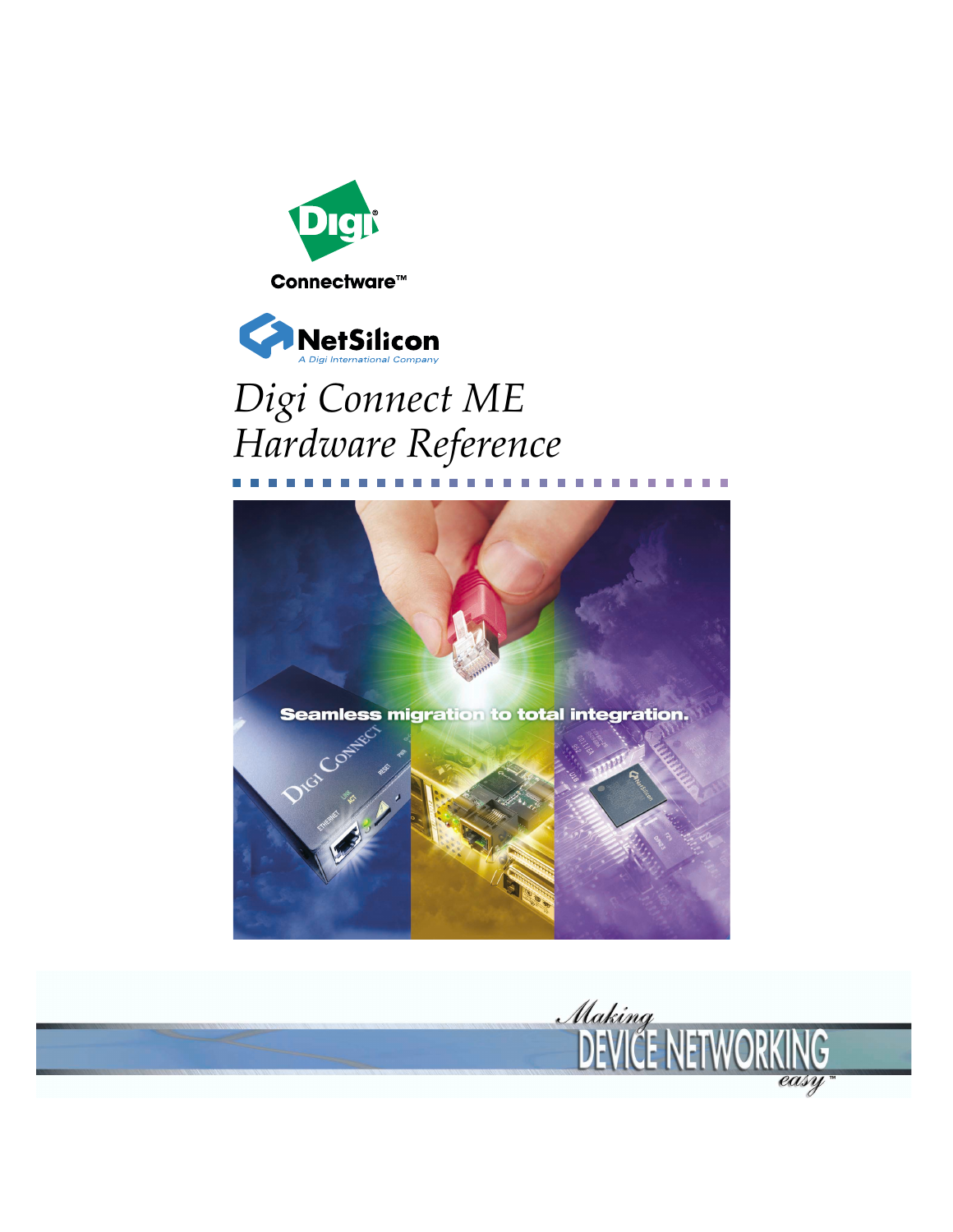Digi

Connectware™

NetSilicon

A Digi International Company

# Digi Connect ME Hardware Reference

Seamless migration to total integration.

Making DEVICE NETWORKING easy™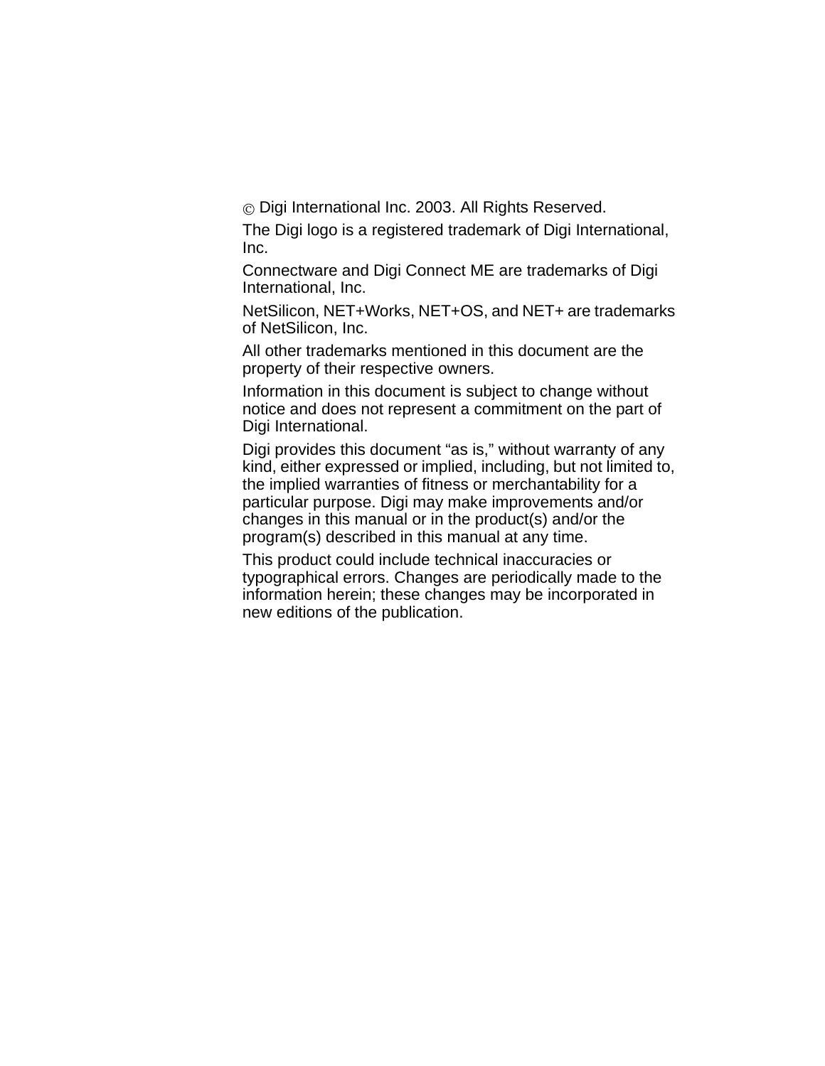© Digi International Inc. 2003. All Rights Reserved.

The Digi logo is a registered trademark of Digi International, Inc.

Connectware and Digi Connect ME are trademarks of Digi International, Inc.

NetSilicon, NET+Works, NET+OS, and NET+ are trademarks of NetSilicon, Inc.

All other trademarks mentioned in this document are the property of their respective owners.

Information in this document is subject to change without notice and does not represent a commitment on the part of Digi International.

Digi provides this document "as is," without warranty of any kind, either expressed or implied, including, but not limited to, the implied warranties of fitness or merchantability for a particular purpose. Digi may make improvements and/or changes in this manual or in the product(s) and/or the program(s) described in this manual at any time.

This product could include technical inaccuracies or typographical errors. Changes are periodically made to the information herein; these changes may be incorporated in new editions of the publication.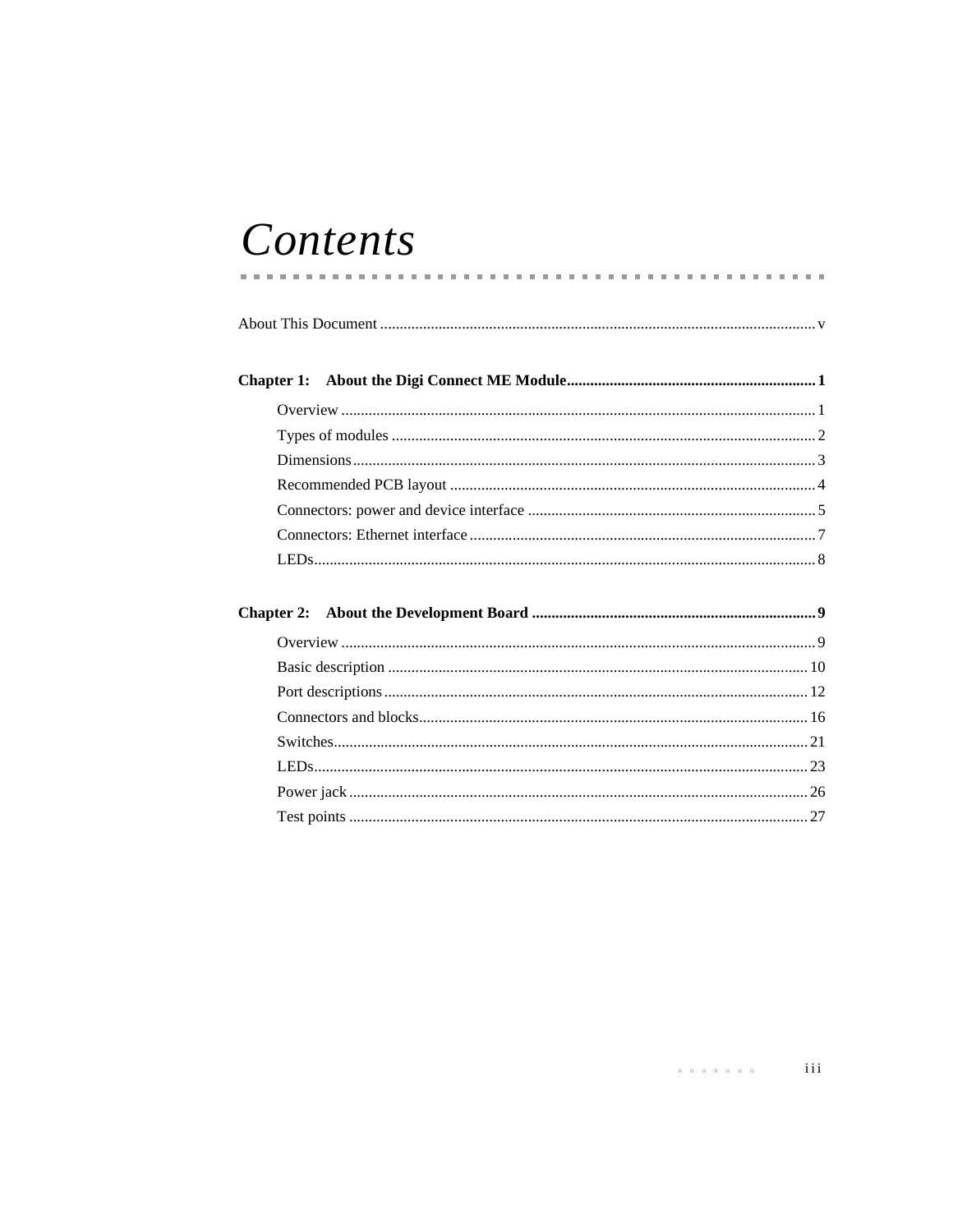# *Contents*

About This Document .......... v

**Chapter 1: About the Digi Connect ME Module .......... 1**

- Overview .......... 1
- Types of modules .......... 2
- Dimensions .......... 3
- Recommended PCB layout .......... 4
- Connectors: power and device interface .......... 5
- Connectors: Ethernet interface .......... 7
- LEDs .......... 8

**Chapter 2: About the Development Board .......... 9**

- Overview .......... 9
- Basic description .......... 10
- Port descriptions .......... 12
- Connectors and blocks .......... 16
- Switches .......... 21
- LEDs .......... 23
- Power jack .......... 26
- Test points .......... 27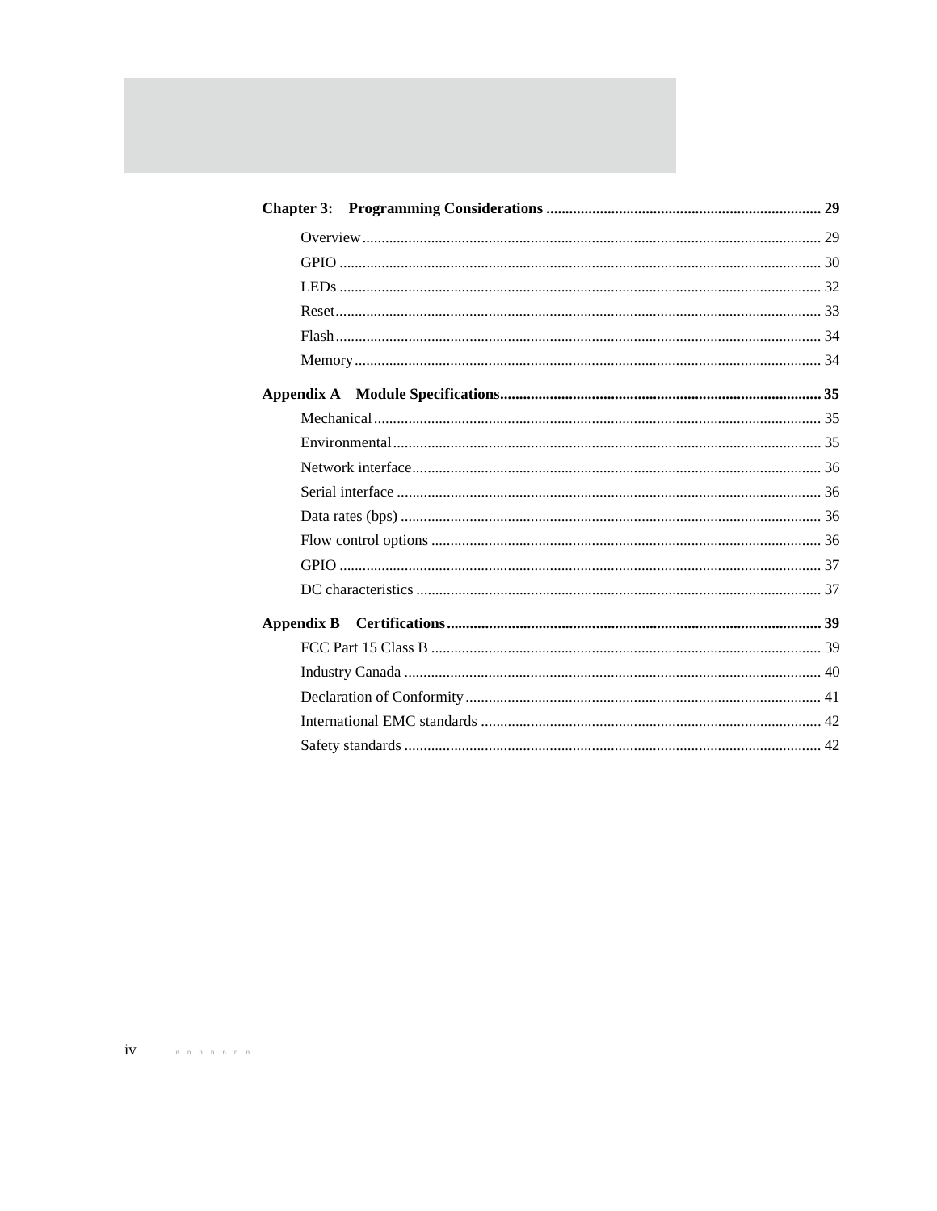**Chapter 3: Programming Considerations ........................................................................ 29**

Overview ........................................................................................................ 29
GPIO ............................................................................................................. 30
LEDs ............................................................................................................. 32
Reset ............................................................................................................. 33
Flash ............................................................................................................. 34
Memory ......................................................................................................... 34

**Appendix A Module Specifications ..................................................................................... 35**

Mechanical ..................................................................................................... 35
Environmental ................................................................................................ 35
Network interface ........................................................................................... 36
Serial interface ............................................................................................... 36
Data rates (bps) .............................................................................................. 36
Flow control options ...................................................................................... 36
GPIO ............................................................................................................. 37
DC characteristics .......................................................................................... 37

**Appendix B Certifications ................................................................................................... 39**

FCC Part 15 Class B ...................................................................................... 39
Industry Canada ............................................................................................. 40
Declaration of Conformity ............................................................................. 41
International EMC standards ......................................................................... 42
Safety standards ............................................................................................. 42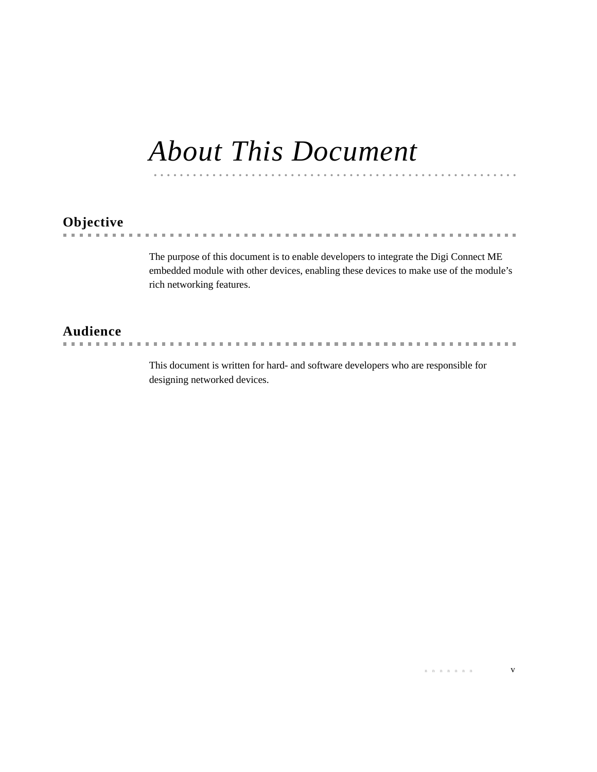# About This Document

## Objective

The purpose of this document is to enable developers to integrate the Digi Connect ME embedded module with other devices, enabling these devices to make use of the module's rich networking features.

## Audience

This document is written for hard- and software developers who are responsible for designing networked devices.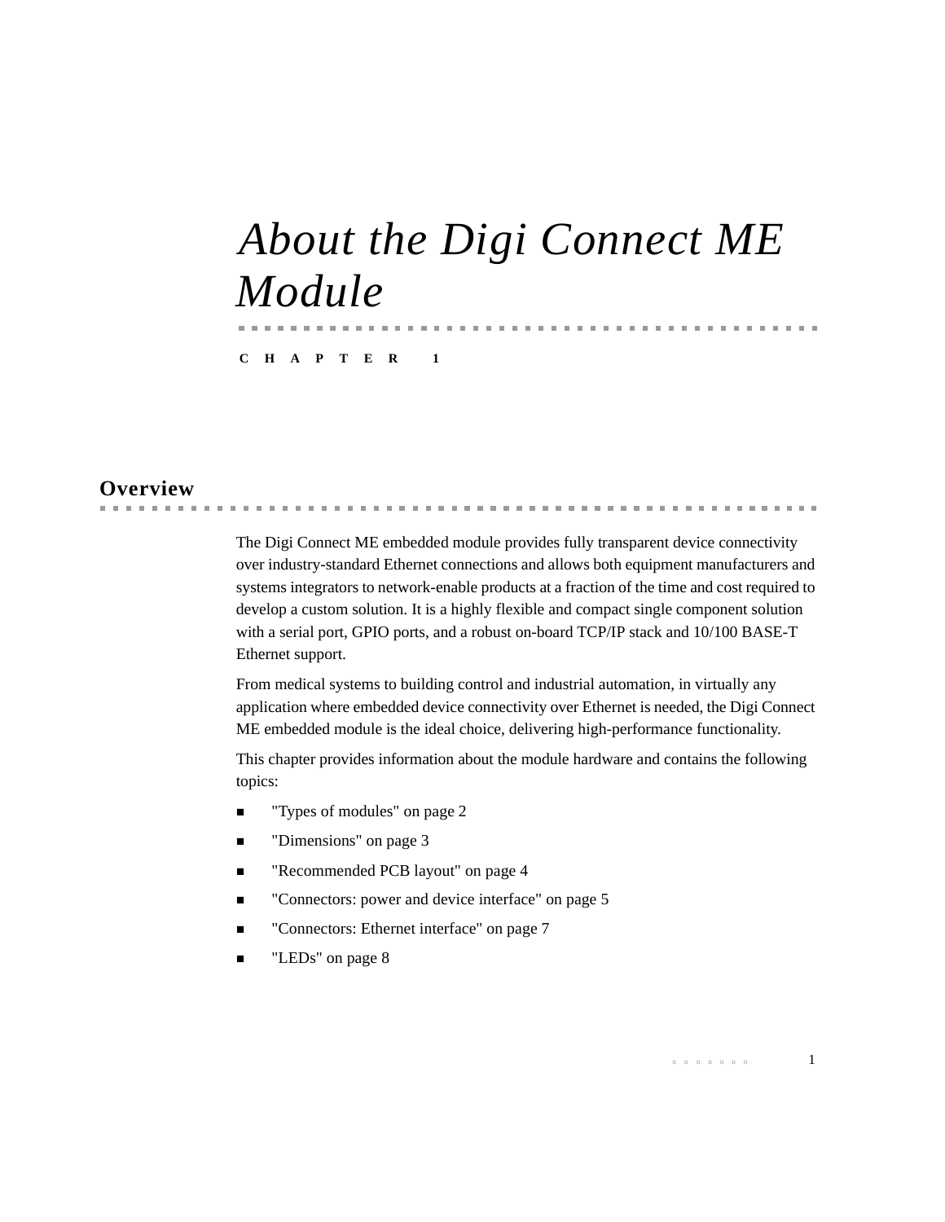# *About the Digi Connect ME Module*

**CHAPTER 1**

## Overview

The Digi Connect ME embedded module provides fully transparent device connectivity over industry-standard Ethernet connections and allows both equipment manufacturers and systems integrators to network-enable products at a fraction of the time and cost required to develop a custom solution. It is a highly flexible and compact single component solution with a serial port, GPIO ports, and a robust on-board TCP/IP stack and 10/100 BASE-T Ethernet support.

From medical systems to building control and industrial automation, in virtually any application where embedded device connectivity over Ethernet is needed, the Digi Connect ME embedded module is the ideal choice, delivering high-performance functionality.

This chapter provides information about the module hardware and contains the following topics:

- "Types of modules" on page 2
- "Dimensions" on page 3
- "Recommended PCB layout" on page 4
- "Connectors: power and device interface" on page 5
- "Connectors: Ethernet interface" on page 7
- "LEDs" on page 8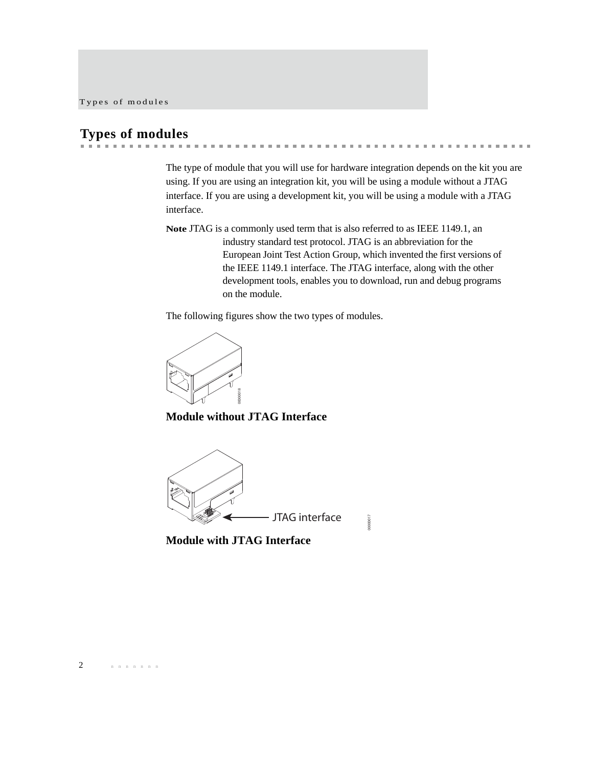# Types of modules

The type of module that you will use for hardware integration depends on the kit you are using. If you are using an integration kit, you will be using a module without a JTAG interface. If you are using a development kit, you will be using a module with a JTAG interface.

**Note** JTAG is a commonly used term that is also referred to as IEEE 1149.1, an industry standard test protocol. JTAG is an abbreviation for the European Joint Test Action Group, which invented the first versions of the IEEE 1149.1 interface. The JTAG interface, along with the other development tools, enables you to download, run and debug programs on the module.

The following figures show the two types of modules.

**Module without JTAG Interface**

**Module with JTAG Interface**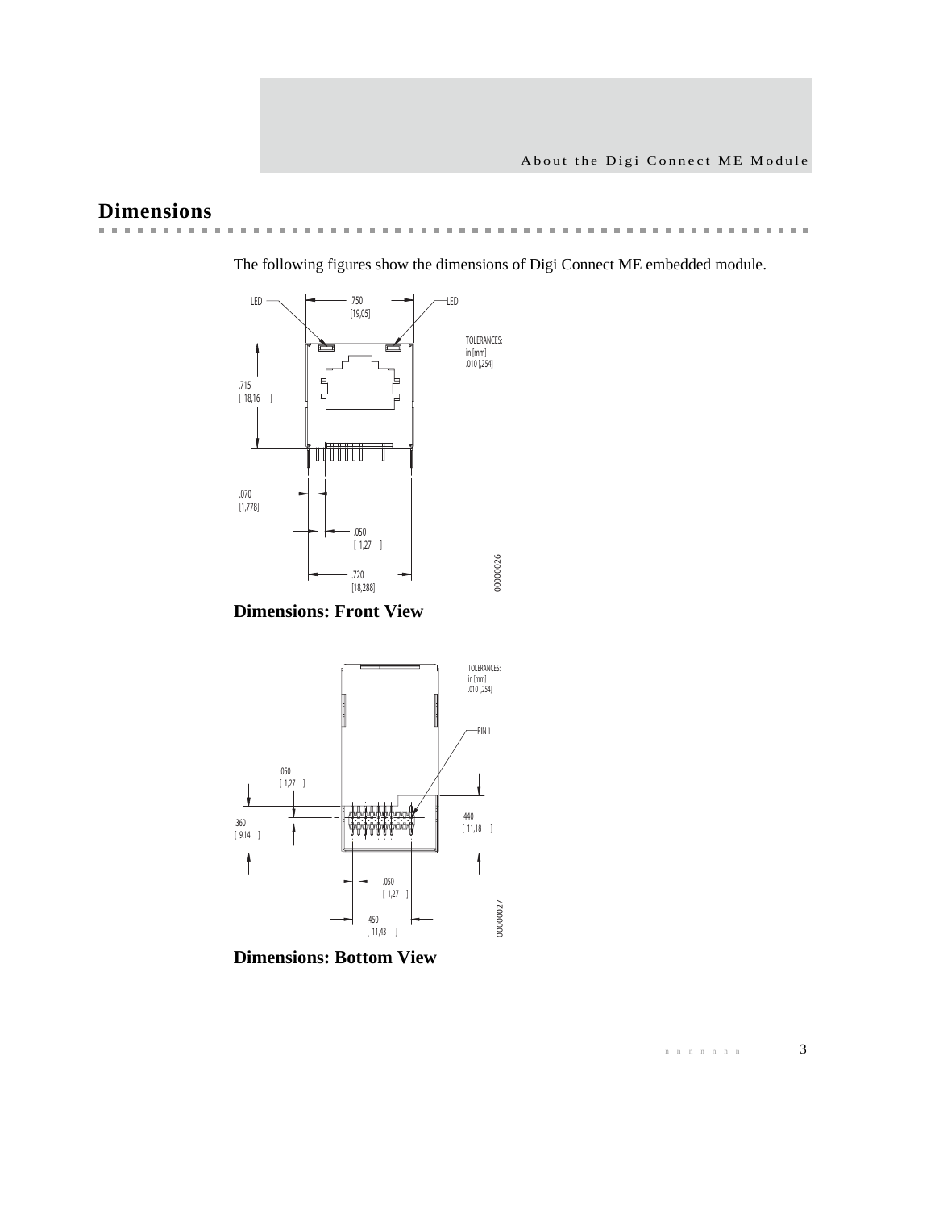## Dimensions

The following figures show the dimensions of Digi Connect ME embedded module.

LED

.750
[19,05]

LED

TOLERANCES:
in [mm]
.010 [,254]

.715
[ 18,16 ]

.070
[1,778]

.050
[ 1,27 ]

.720
[18,288]

00000026

**Dimensions: Front View**

TOLERANCES:
in [mm]
.010 [,254]

PIN 1

.050
[ 1,27 ]

.360
[ 9,14 ]

.440
[ 11,18 ]

.050
[ 1,27 ]

.450
[ 11,43 ]

00000027

**Dimensions: Bottom View**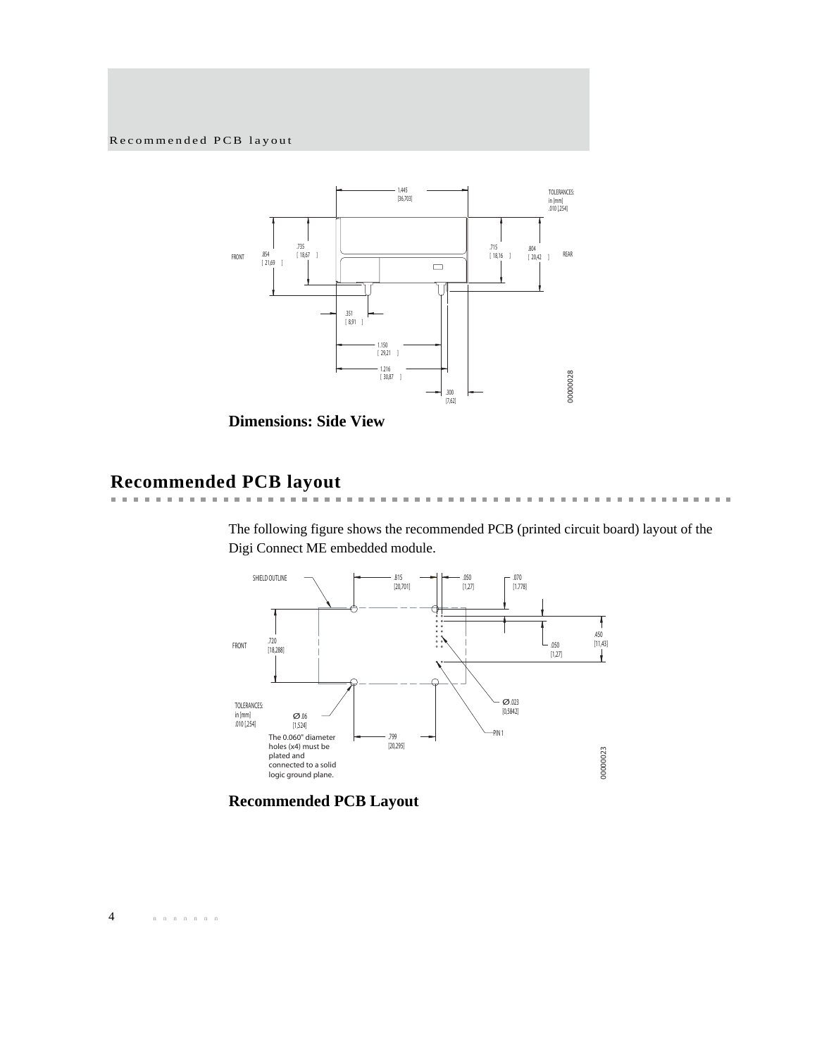Dimensions: Side View

## Recommended PCB layout

The following figure shows the recommended PCB (printed circuit board) layout of the Digi Connect ME embedded module.

Recommended PCB Layout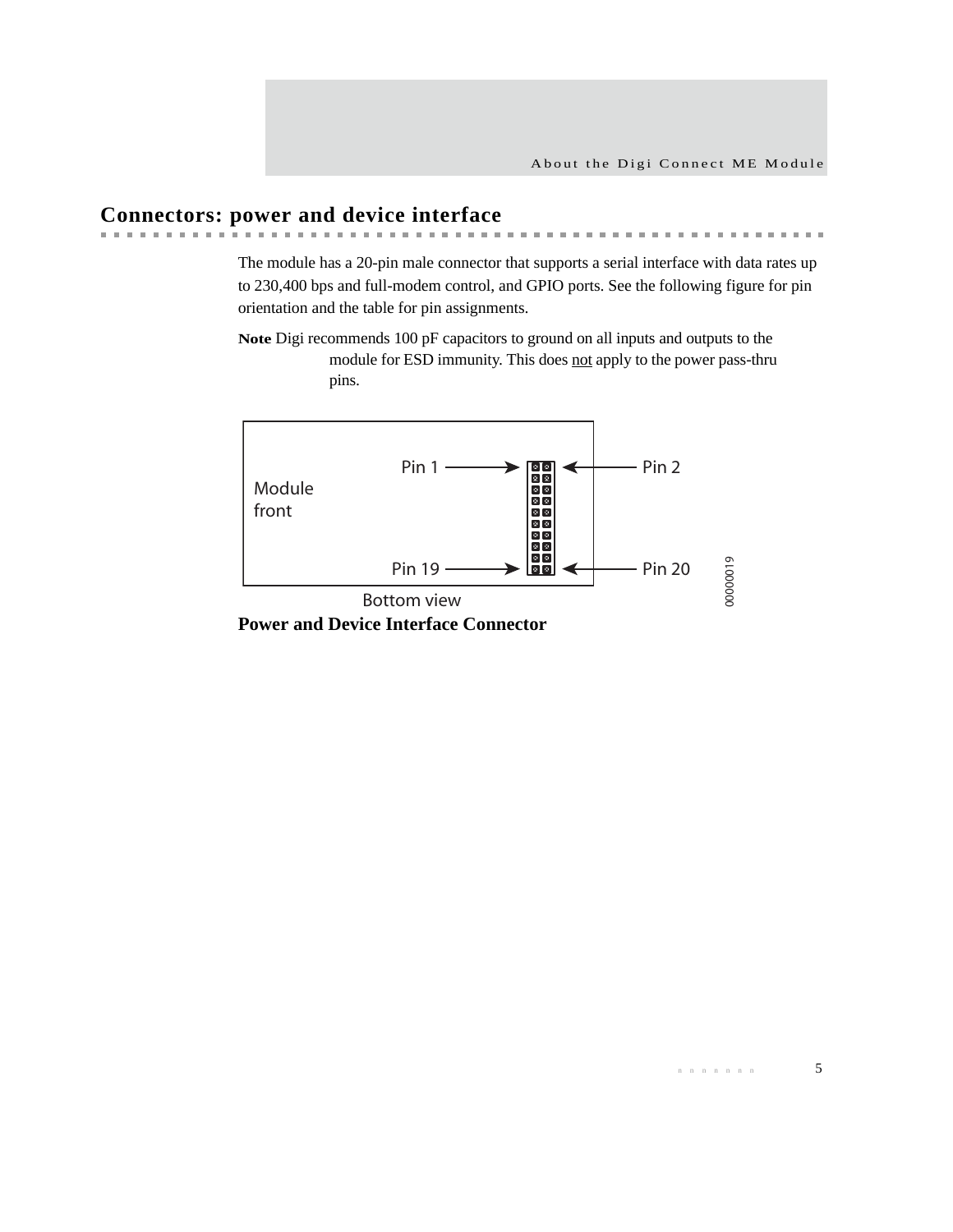## Connectors: power and device interface

The module has a 20-pin male connector that supports a serial interface with data rates up to 230,400 bps and full-modem control, and GPIO ports. See the following figure for pin orientation and the table for pin assignments.

**Note** Digi recommends 100 pF capacitors to ground on all inputs and outputs to the module for ESD immunity. This does not apply to the power pass-thru pins.

Pin 1 Pin 2 Module front Pin 19 Pin 20 Bottom view 00000019

**Power and Device Interface Connector**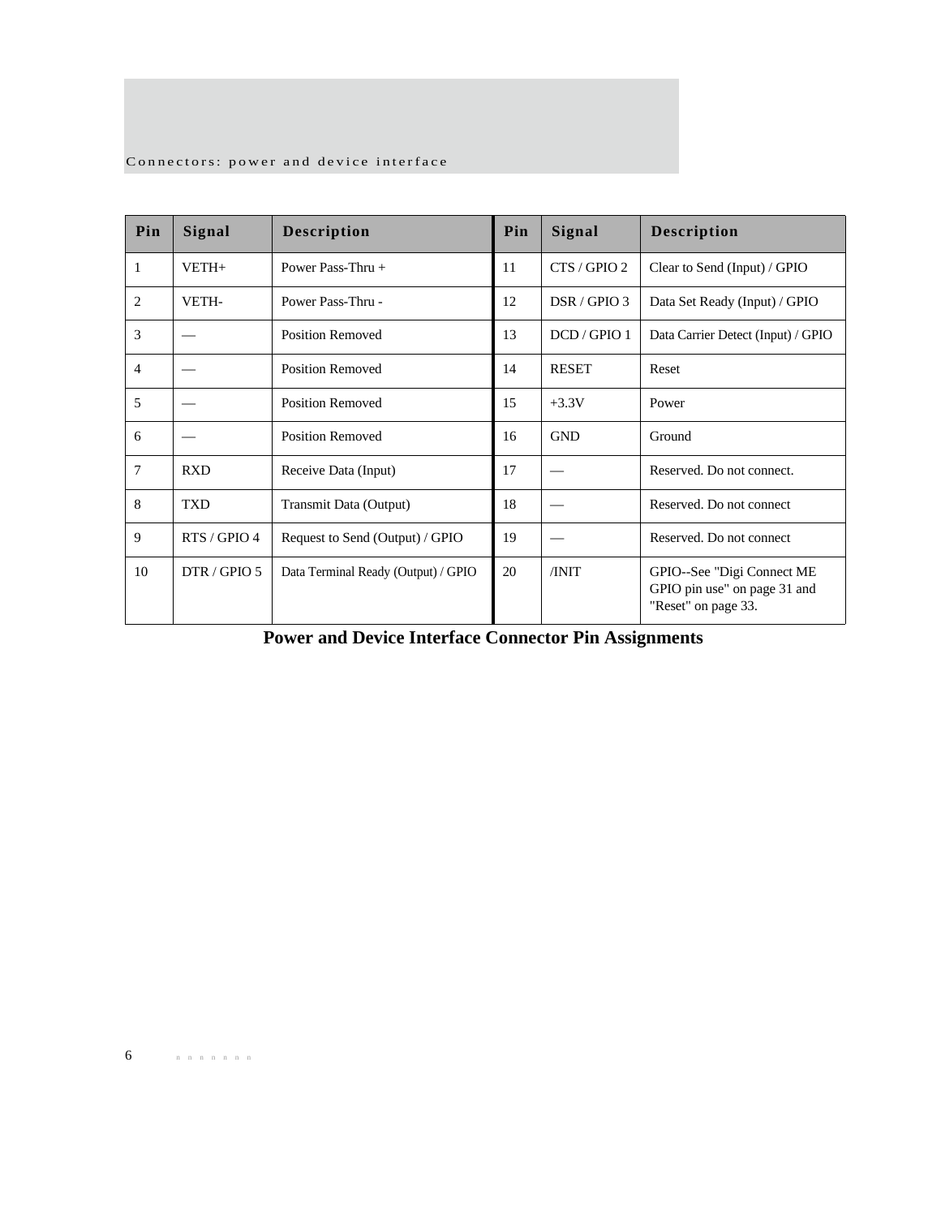| Pin | Signal | Description | Pin | Signal | Description |
|---|---|---|---|---|---|
| 1 | VETH+ | Power Pass-Thru + | 11 | CTS / GPIO 2 | Clear to Send (Input) / GPIO |
| 2 | VETH- | Power Pass-Thru - | 12 | DSR / GPIO 3 | Data Set Ready (Input) / GPIO |
| 3 | — | Position Removed | 13 | DCD / GPIO 1 | Data Carrier Detect (Input) / GPIO |
| 4 | — | Position Removed | 14 | RESET | Reset |
| 5 | — | Position Removed | 15 | +3.3V | Power |
| 6 | — | Position Removed | 16 | GND | Ground |
| 7 | RXD | Receive Data (Input) | 17 | — | Reserved. Do not connect. |
| 8 | TXD | Transmit Data (Output) | 18 | — | Reserved. Do not connect |
| 9 | RTS / GPIO 4 | Request to Send (Output) / GPIO | 19 | — | Reserved. Do not connect |
| 10 | DTR / GPIO 5 | Data Terminal Ready (Output) / GPIO | 20 | /INIT | GPIO--See "Digi Connect ME GPIO pin use" on page 31 and "Reset" on page 33. |

**Power and Device Interface Connector Pin Assignments**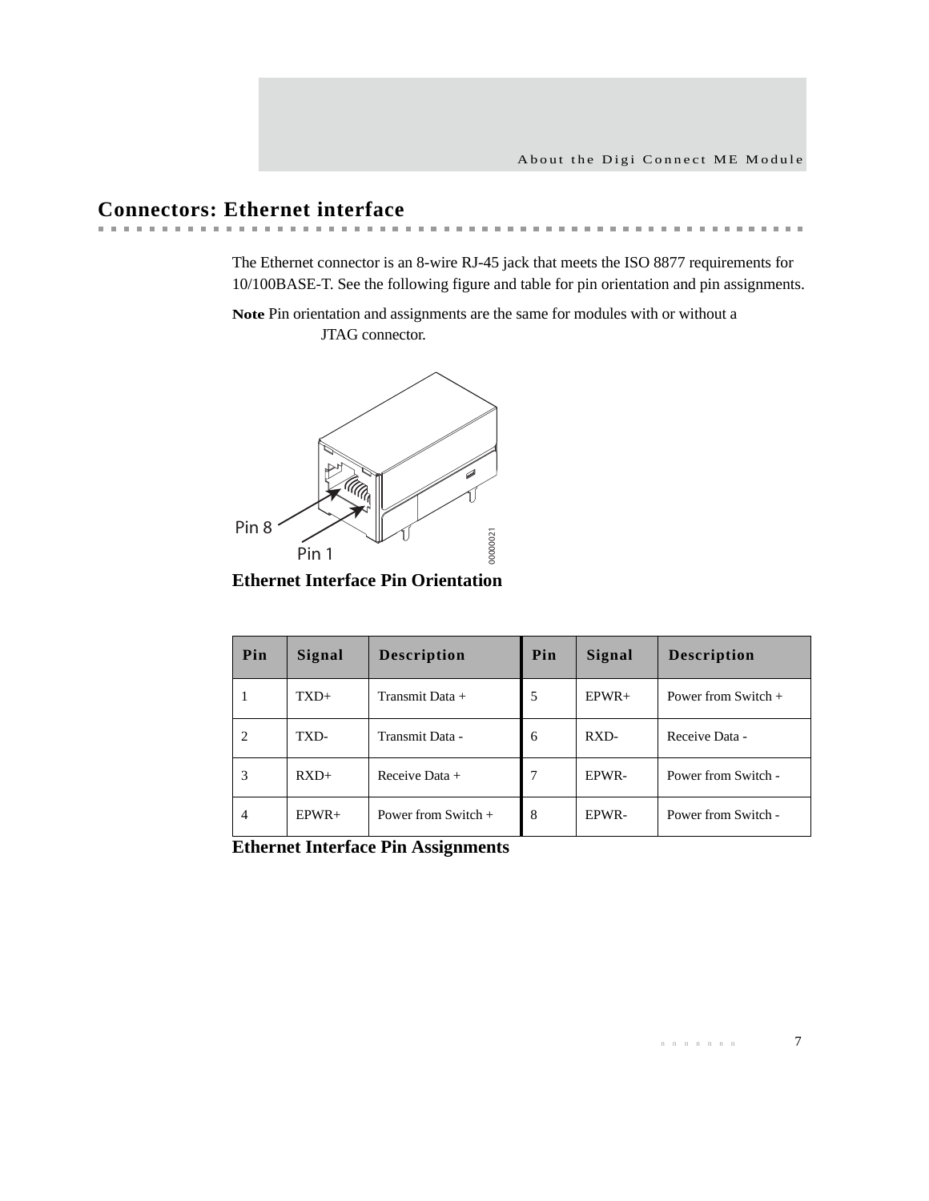## Connectors: Ethernet interface

The Ethernet connector is an 8-wire RJ-45 jack that meets the ISO 8877 requirements for 10/100BASE-T. See the following figure and table for pin orientation and pin assignments.

**Note** Pin orientation and assignments are the same for modules with or without a JTAG connector.

**Ethernet Interface Pin Orientation**

| Pin | Signal | Description | Pin | Signal | Description |
|---|---|---|---|---|---|
| 1 | TXD+ | Transmit Data + | 5 | EPWR+ | Power from Switch + |
| 2 | TXD- | Transmit Data - | 6 | RXD- | Receive Data - |
| 3 | RXD+ | Receive Data + | 7 | EPWR- | Power from Switch - |
| 4 | EPWR+ | Power from Switch + | 8 | EPWR- | Power from Switch - |

**Ethernet Interface Pin Assignments**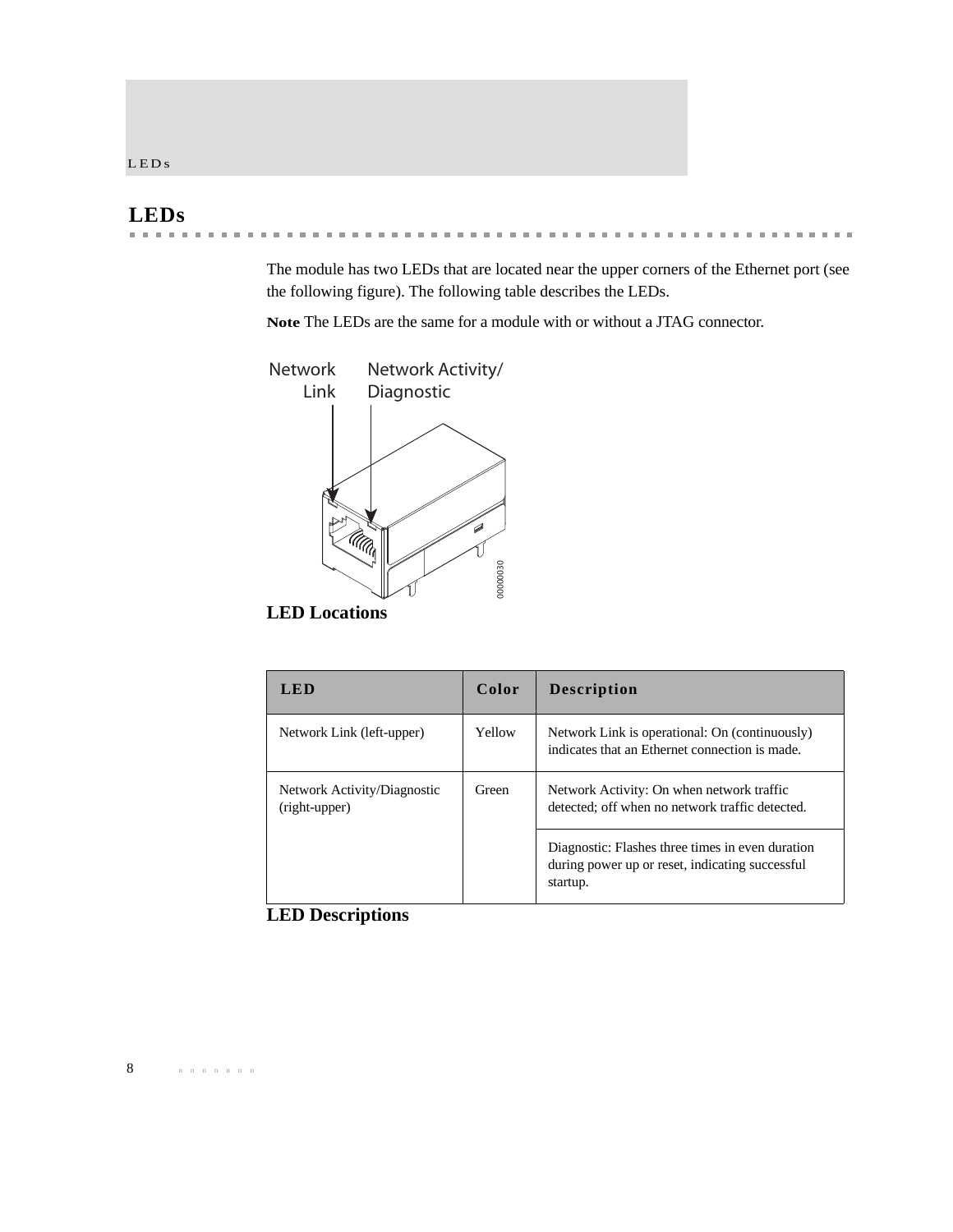## LEDs

The module has two LEDs that are located near the upper corners of the Ethernet port (see the following figure). The following table describes the LEDs.

**Note** The LEDs are the same for a module with or without a JTAG connector.

Network Link

Network Activity/Diagnostic

00000030

**LED Locations**

| LED | Color | Description |
|---|---|---|
| Network Link (left-upper) | Yellow | Network Link is operational: On (continuously) indicates that an Ethernet connection is made. |
| Network Activity/Diagnostic (right-upper) | Green | Network Activity: On when network traffic detected; off when no network traffic detected. |
| | | Diagnostic: Flashes three times in even duration during power up or reset, indicating successful startup. |

**LED Descriptions**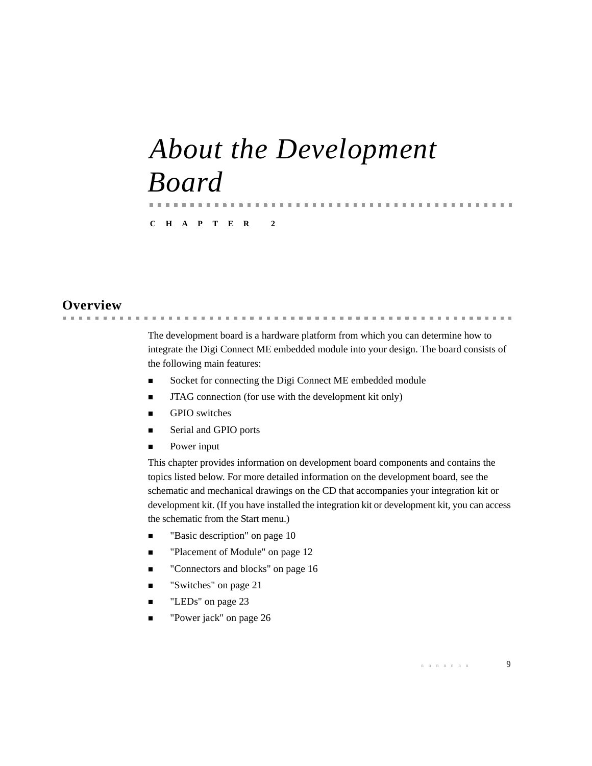# *About the Development Board*

C H A P T E R 2

## Overview

The development board is a hardware platform from which you can determine how to integrate the Digi Connect ME embedded module into your design. The board consists of the following main features:

- Socket for connecting the Digi Connect ME embedded module
- JTAG connection (for use with the development kit only)
- GPIO switches
- Serial and GPIO ports
- Power input

This chapter provides information on development board components and contains the topics listed below. For more detailed information on the development board, see the schematic and mechanical drawings on the CD that accompanies your integration kit or development kit. (If you have installed the integration kit or development kit, you can access the schematic from the Start menu.)

- "Basic description" on page 10
- "Placement of Module" on page 12
- "Connectors and blocks" on page 16
- "Switches" on page 21
- "LEDs" on page 23
- "Power jack" on page 26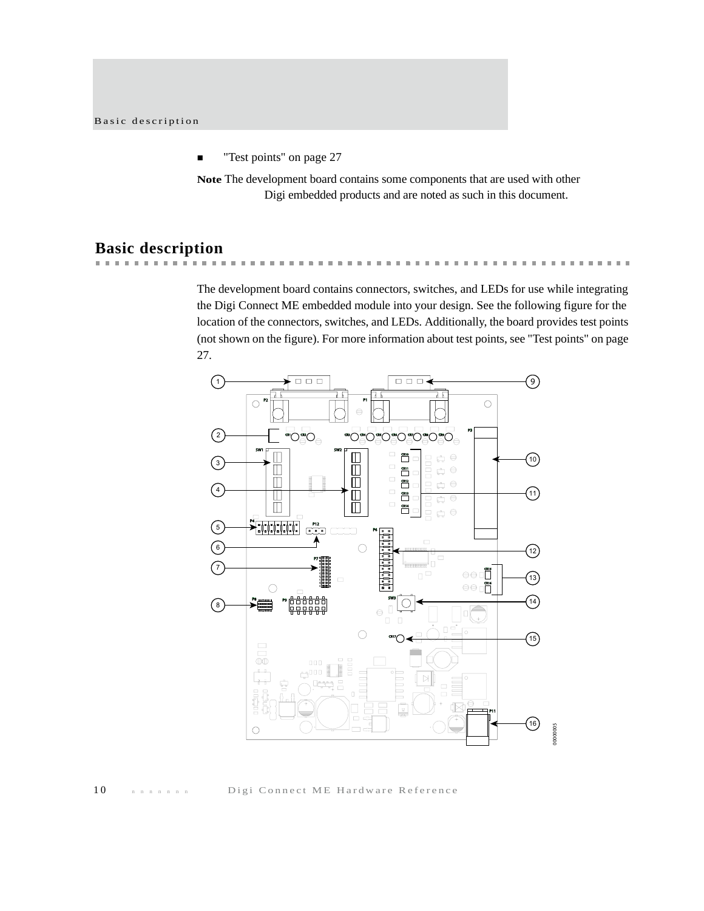- "Test points" on page 27

**Note** The development board contains some components that are used with other Digi embedded products and are noted as such in this document.

## Basic description

The development board contains connectors, switches, and LEDs for use while integrating the Digi Connect ME embedded module into your design. See the following figure for the location of the connectors, switches, and LEDs. Additionally, the board provides test points (not shown on the figure). For more information about test points, see "Test points" on page 27.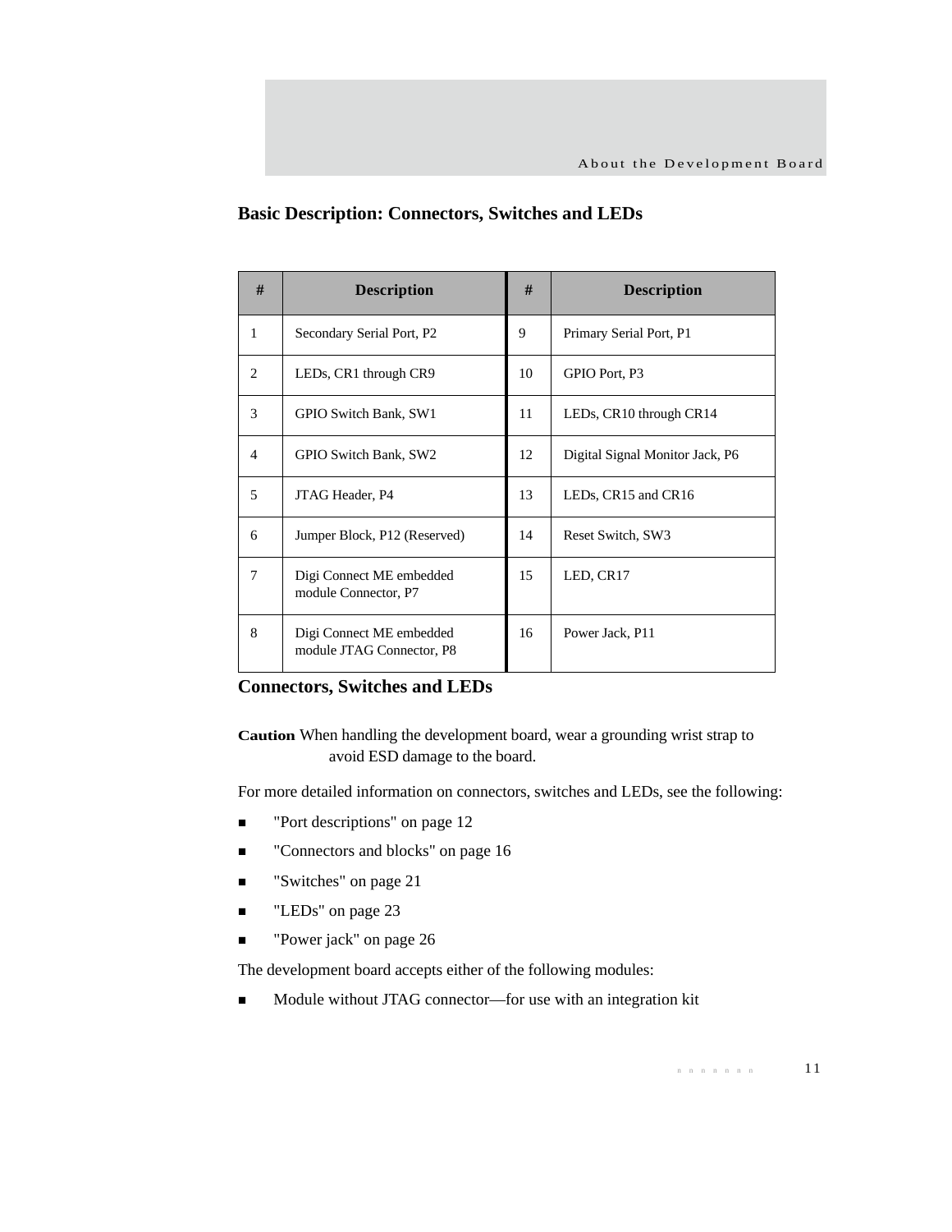## Basic Description: Connectors, Switches and LEDs

| # | Description | # | Description |
|---|---|---|---|
| 1 | Secondary Serial Port, P2 | 9 | Primary Serial Port, P1 |
| 2 | LEDs, CR1 through CR9 | 10 | GPIO Port, P3 |
| 3 | GPIO Switch Bank, SW1 | 11 | LEDs, CR10 through CR14 |
| 4 | GPIO Switch Bank, SW2 | 12 | Digital Signal Monitor Jack, P6 |
| 5 | JTAG Header, P4 | 13 | LEDs, CR15 and CR16 |
| 6 | Jumper Block, P12 (Reserved) | 14 | Reset Switch, SW3 |
| 7 | Digi Connect ME embedded module Connector, P7 | 15 | LED, CR17 |
| 8 | Digi Connect ME embedded module JTAG Connector, P8 | 16 | Power Jack, P11 |

## Connectors, Switches and LEDs

**Caution** When handling the development board, wear a grounding wrist strap to avoid ESD damage to the board.

For more detailed information on connectors, switches and LEDs, see the following:

- "Port descriptions" on page 12
- "Connectors and blocks" on page 16
- "Switches" on page 21
- "LEDs" on page 23
- "Power jack" on page 26

The development board accepts either of the following modules:

- Module without JTAG connector—for use with an integration kit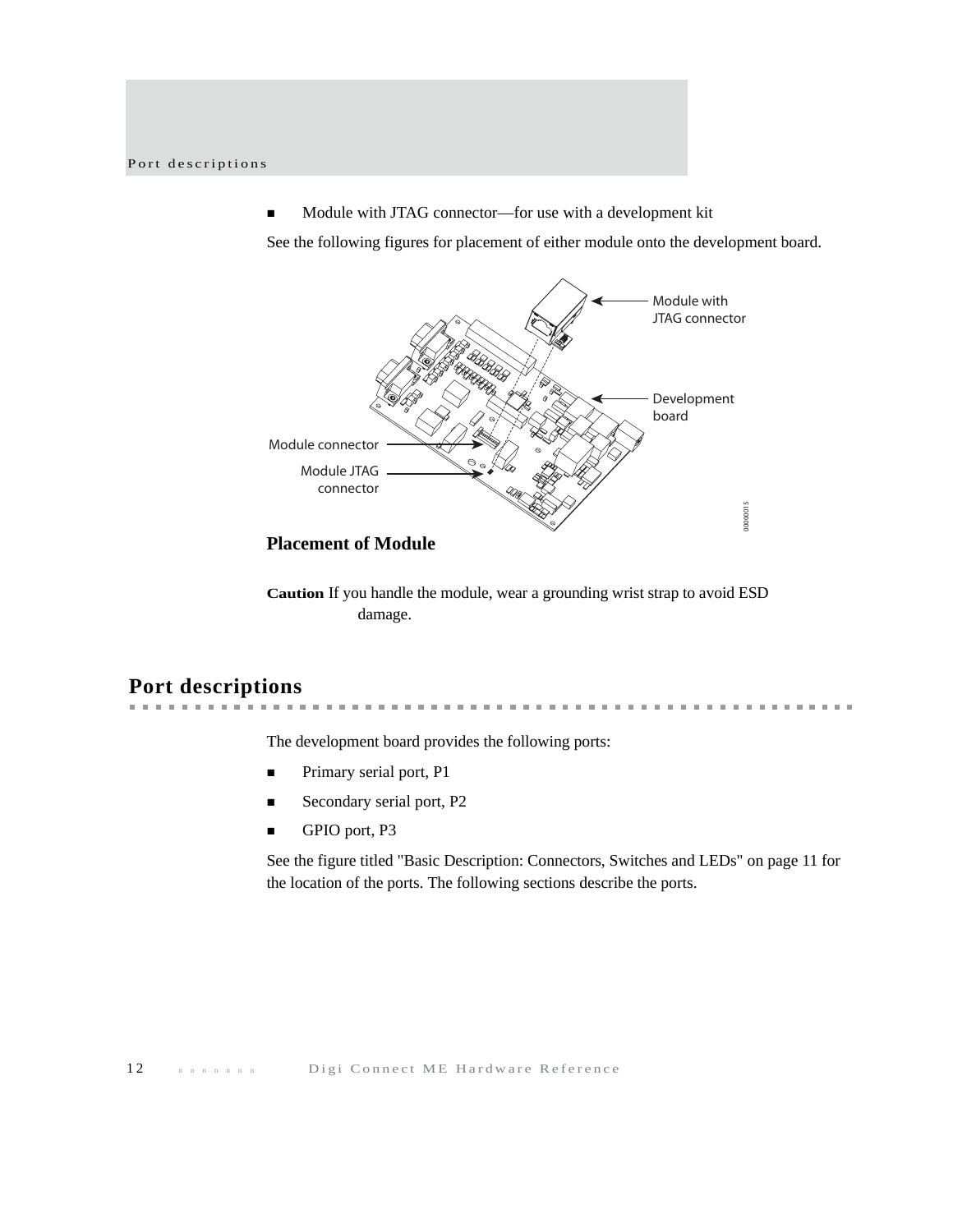- Module with JTAG connector—for use with a development kit

See the following figures for placement of either module onto the development board.

Module with JTAG connector

Development board

Module connector

Module JTAG connector

00000015

**Placement of Module**

**Caution** If you handle the module, wear a grounding wrist strap to avoid ESD damage.

## Port descriptions

The development board provides the following ports:

- Primary serial port, P1
- Secondary serial port, P2
- GPIO port, P3

See the figure titled "Basic Description: Connectors, Switches and LEDs" on page 11 for the location of the ports. The following sections describe the ports.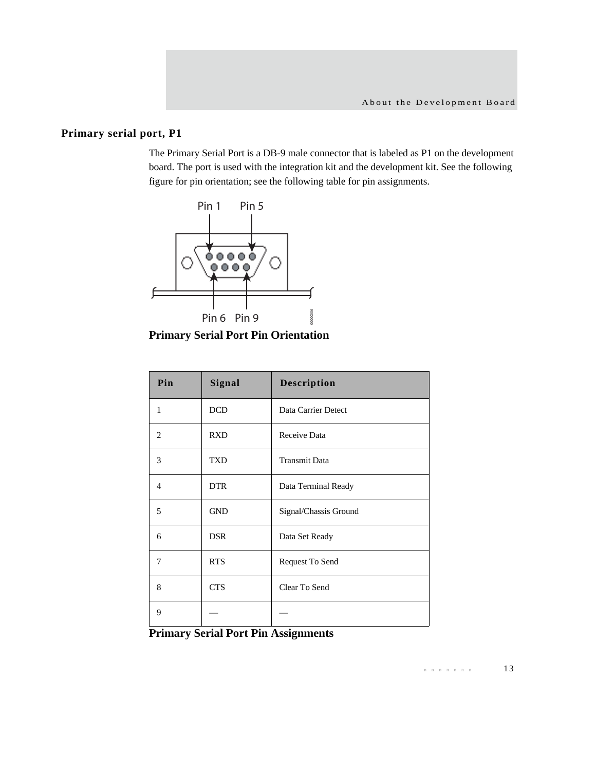## Primary serial port, P1

The Primary Serial Port is a DB-9 male connector that is labeled as P1 on the development board. The port is used with the integration kit and the development kit. See the following figure for pin orientation; see the following table for pin assignments.

Pin 1 Pin 5

Pin 6 Pin 9

**Primary Serial Port Pin Orientation**

| Pin | Signal | Description |
|---|---|---|
| 1 | DCD | Data Carrier Detect |
| 2 | RXD | Receive Data |
| 3 | TXD | Transmit Data |
| 4 | DTR | Data Terminal Ready |
| 5 | GND | Signal/Chassis Ground |
| 6 | DSR | Data Set Ready |
| 7 | RTS | Request To Send |
| 8 | CTS | Clear To Send |
| 9 | — | — |

**Primary Serial Port Pin Assignments**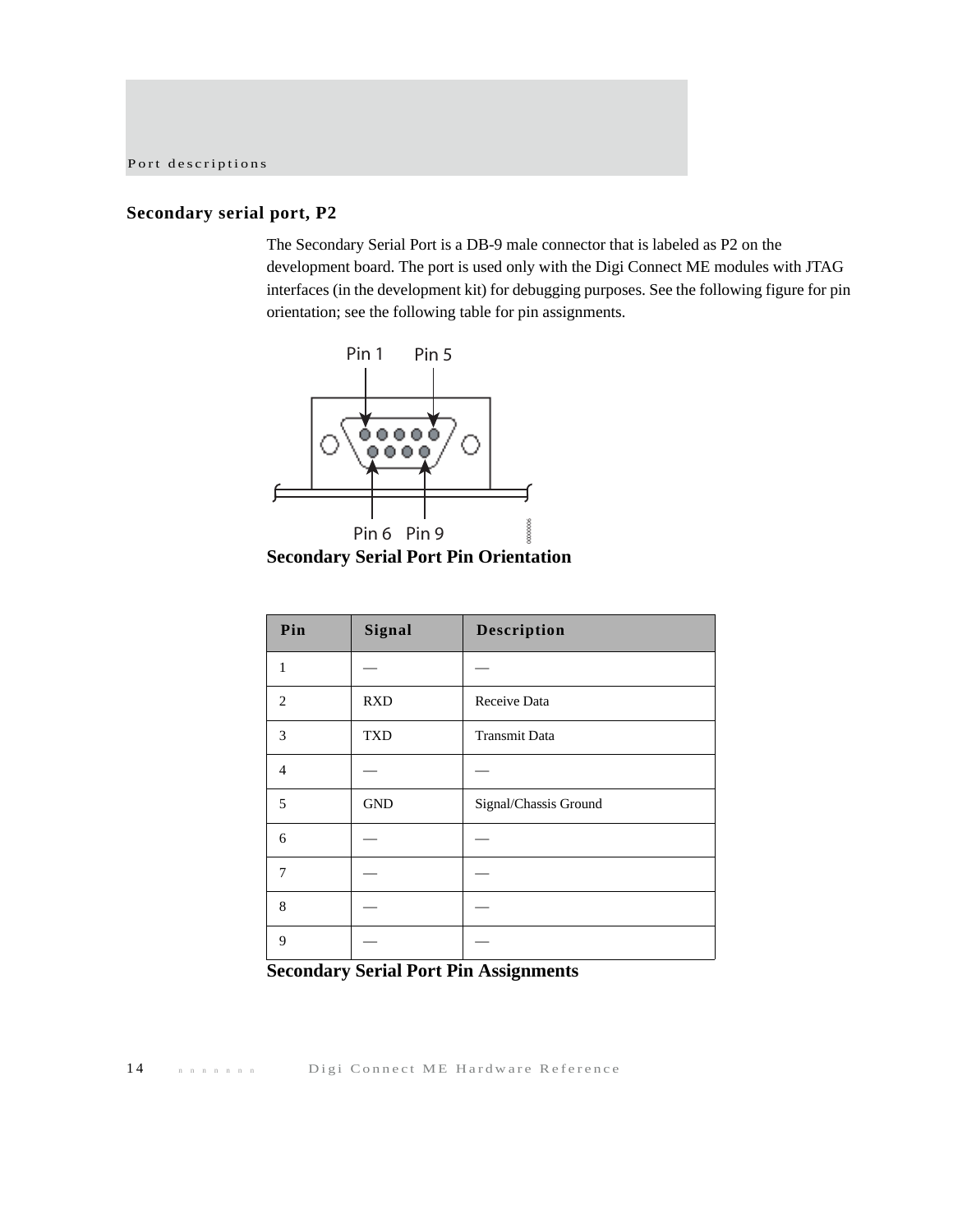## Secondary serial port, P2

The Secondary Serial Port is a DB-9 male connector that is labeled as P2 on the development board. The port is used only with the Digi Connect ME modules with JTAG interfaces (in the development kit) for debugging purposes. See the following figure for pin orientation; see the following table for pin assignments.

Pin 1 Pin 5

Pin 6 Pin 9

**Secondary Serial Port Pin Orientation**

| Pin | Signal | Description |
|---|---|---|
| 1 | — | — |
| 2 | RXD | Receive Data |
| 3 | TXD | Transmit Data |
| 4 | — | — |
| 5 | GND | Signal/Chassis Ground |
| 6 | — | — |
| 7 | — | — |
| 8 | — | — |
| 9 | — | — |

**Secondary Serial Port Pin Assignments**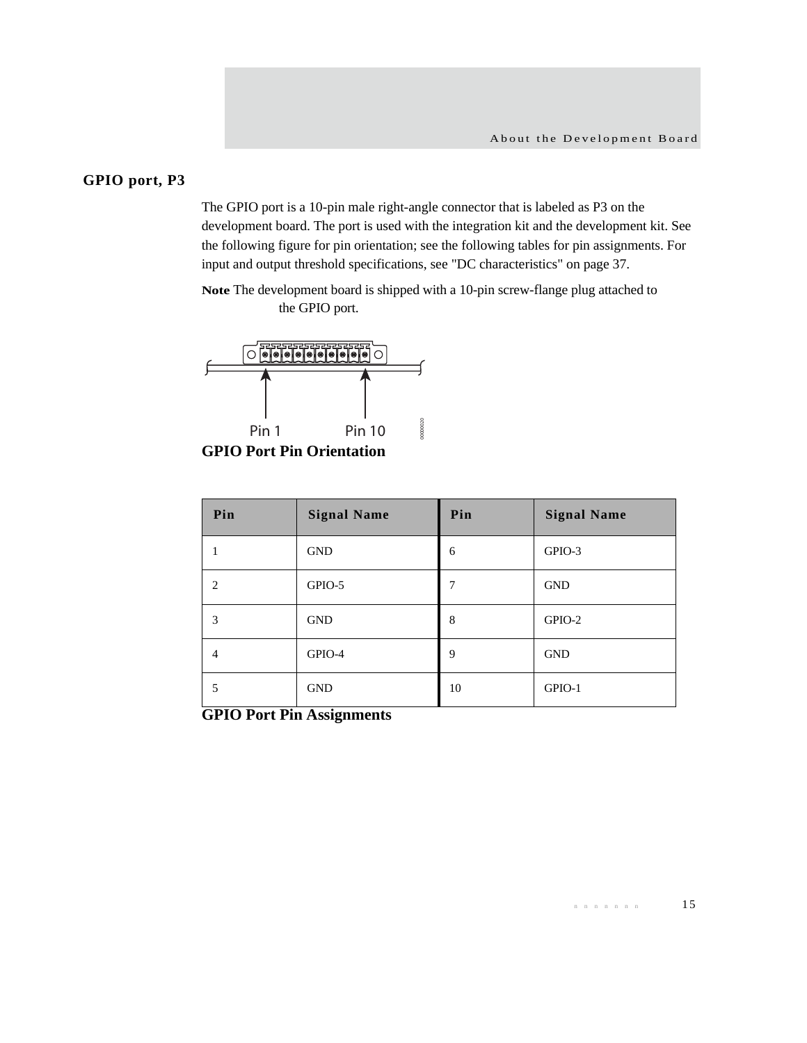## GPIO port, P3

The GPIO port is a 10-pin male right-angle connector that is labeled as P3 on the development board. The port is used with the integration kit and the development kit. See the following figure for pin orientation; see the following tables for pin assignments. For input and output threshold specifications, see "DC characteristics" on page 37.

**Note** The development board is shipped with a 10-pin screw-flange plug attached to the GPIO port.

Pin 1 Pin 10

**GPIO Port Pin Orientation**

| Pin | Signal Name | Pin | Signal Name |
|---|---|---|---|
| 1 | GND | 6 | GPIO-3 |
| 2 | GPIO-5 | 7 | GND |
| 3 | GND | 8 | GPIO-2 |
| 4 | GPIO-4 | 9 | GND |
| 5 | GND | 10 | GPIO-1 |

**GPIO Port Pin Assignments**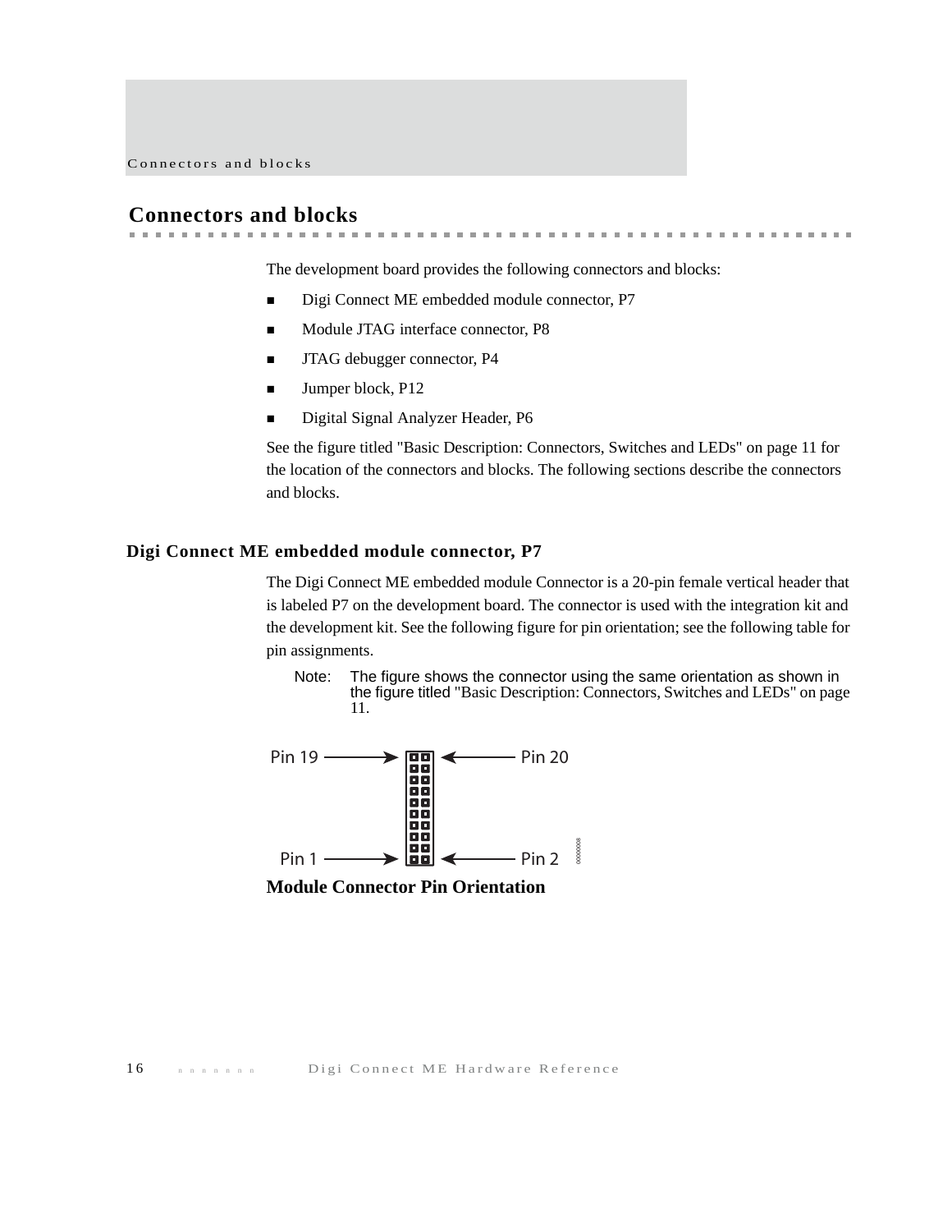## Connectors and blocks

The development board provides the following connectors and blocks:

- Digi Connect ME embedded module connector, P7
- Module JTAG interface connector, P8
- JTAG debugger connector, P4
- Jumper block, P12
- Digital Signal Analyzer Header, P6

See the figure titled "Basic Description: Connectors, Switches and LEDs" on page 11 for the location of the connectors and blocks. The following sections describe the connectors and blocks.

### Digi Connect ME embedded module connector, P7

The Digi Connect ME embedded module Connector is a 20-pin female vertical header that is labeled P7 on the development board. The connector is used with the integration kit and the development kit. See the following figure for pin orientation; see the following table for pin assignments.

Note: The figure shows the connector using the same orientation as shown in the figure titled "Basic Description: Connectors, Switches and LEDs" on page 11.

Pin 19 → ← Pin 20

Pin 1 → ← Pin 2

**Module Connector Pin Orientation**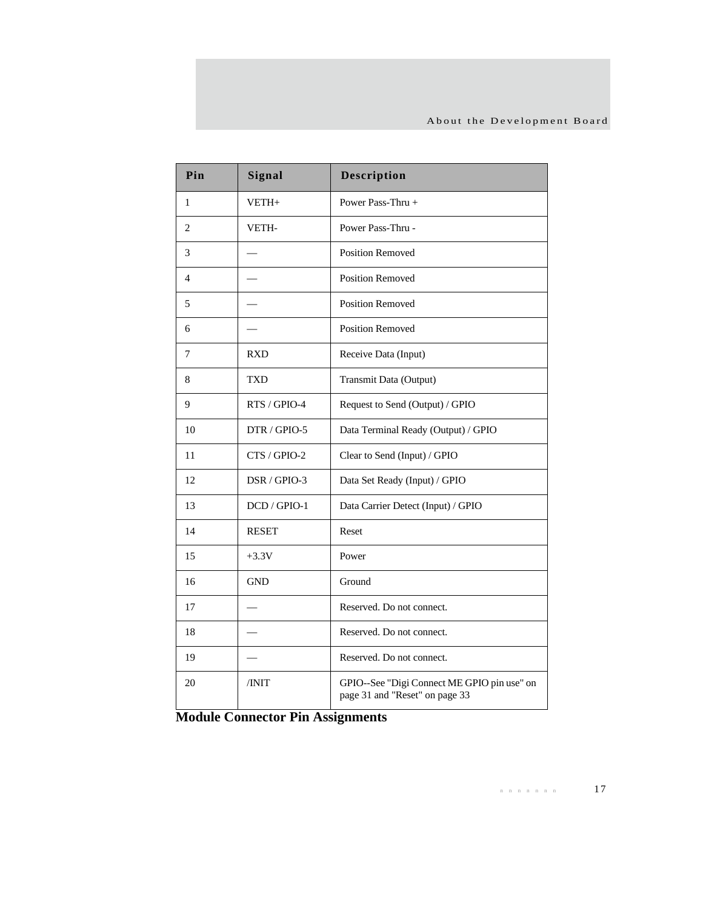| Pin | Signal | Description |
|---|---|---|
| 1 | VETH+ | Power Pass-Thru + |
| 2 | VETH- | Power Pass-Thru - |
| 3 | — | Position Removed |
| 4 | — | Position Removed |
| 5 | — | Position Removed |
| 6 | — | Position Removed |
| 7 | RXD | Receive Data (Input) |
| 8 | TXD | Transmit Data (Output) |
| 9 | RTS / GPIO-4 | Request to Send (Output) / GPIO |
| 10 | DTR / GPIO-5 | Data Terminal Ready (Output) / GPIO |
| 11 | CTS / GPIO-2 | Clear to Send (Input) / GPIO |
| 12 | DSR / GPIO-3 | Data Set Ready (Input) / GPIO |
| 13 | DCD / GPIO-1 | Data Carrier Detect (Input) / GPIO |
| 14 | RESET | Reset |
| 15 | +3.3V | Power |
| 16 | GND | Ground |
| 17 | — | Reserved. Do not connect. |
| 18 | — | Reserved. Do not connect. |
| 19 | — | Reserved. Do not connect. |
| 20 | /INIT | GPIO--See "Digi Connect ME GPIO pin use" on page 31 and "Reset" on page 33 |

**Module Connector Pin Assignments**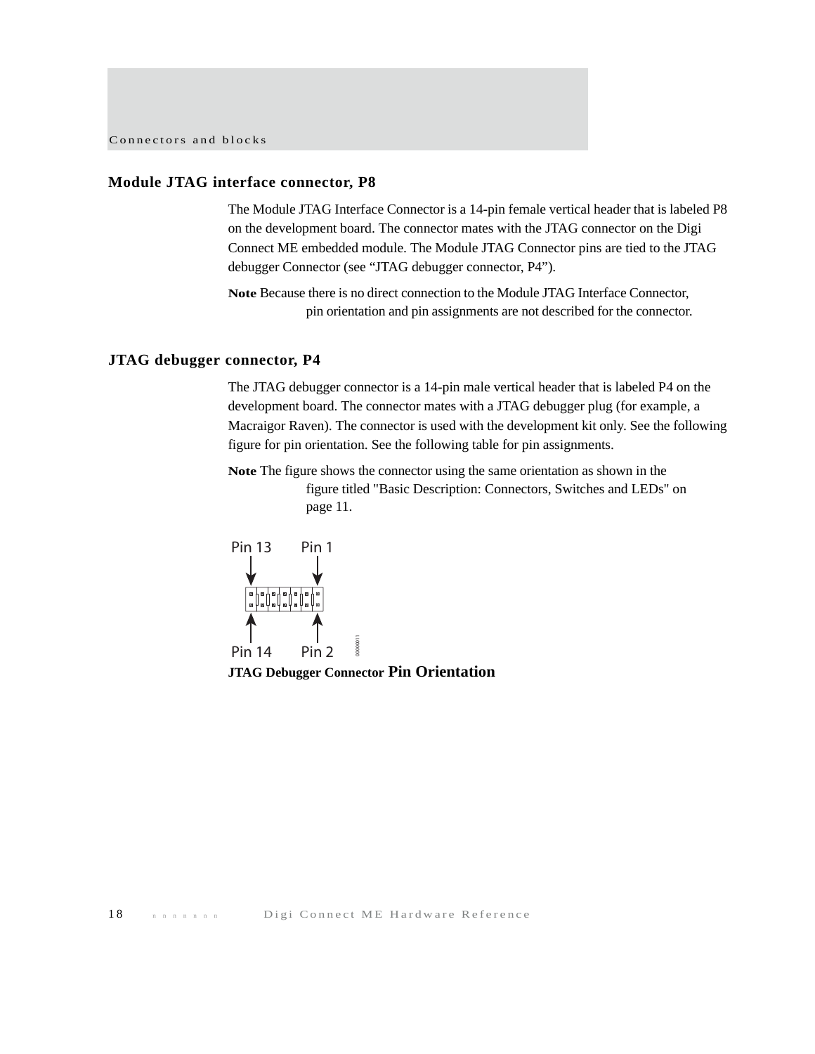## Module JTAG interface connector, P8

The Module JTAG Interface Connector is a 14-pin female vertical header that is labeled P8 on the development board. The connector mates with the JTAG connector on the Digi Connect ME embedded module. The Module JTAG Connector pins are tied to the JTAG debugger Connector (see "JTAG debugger connector, P4").

**Note** Because there is no direct connection to the Module JTAG Interface Connector, pin orientation and pin assignments are not described for the connector.

## JTAG debugger connector, P4

The JTAG debugger connector is a 14-pin male vertical header that is labeled P4 on the development board. The connector mates with a JTAG debugger plug (for example, a Macraigor Raven). The connector is used with the development kit only. See the following figure for pin orientation. See the following table for pin assignments.

**Note** The figure shows the connector using the same orientation as shown in the figure titled "Basic Description: Connectors, Switches and LEDs" on page 11.

Pin 13 Pin 1

Pin 14 Pin 2

**JTAG Debugger Connector Pin Orientation**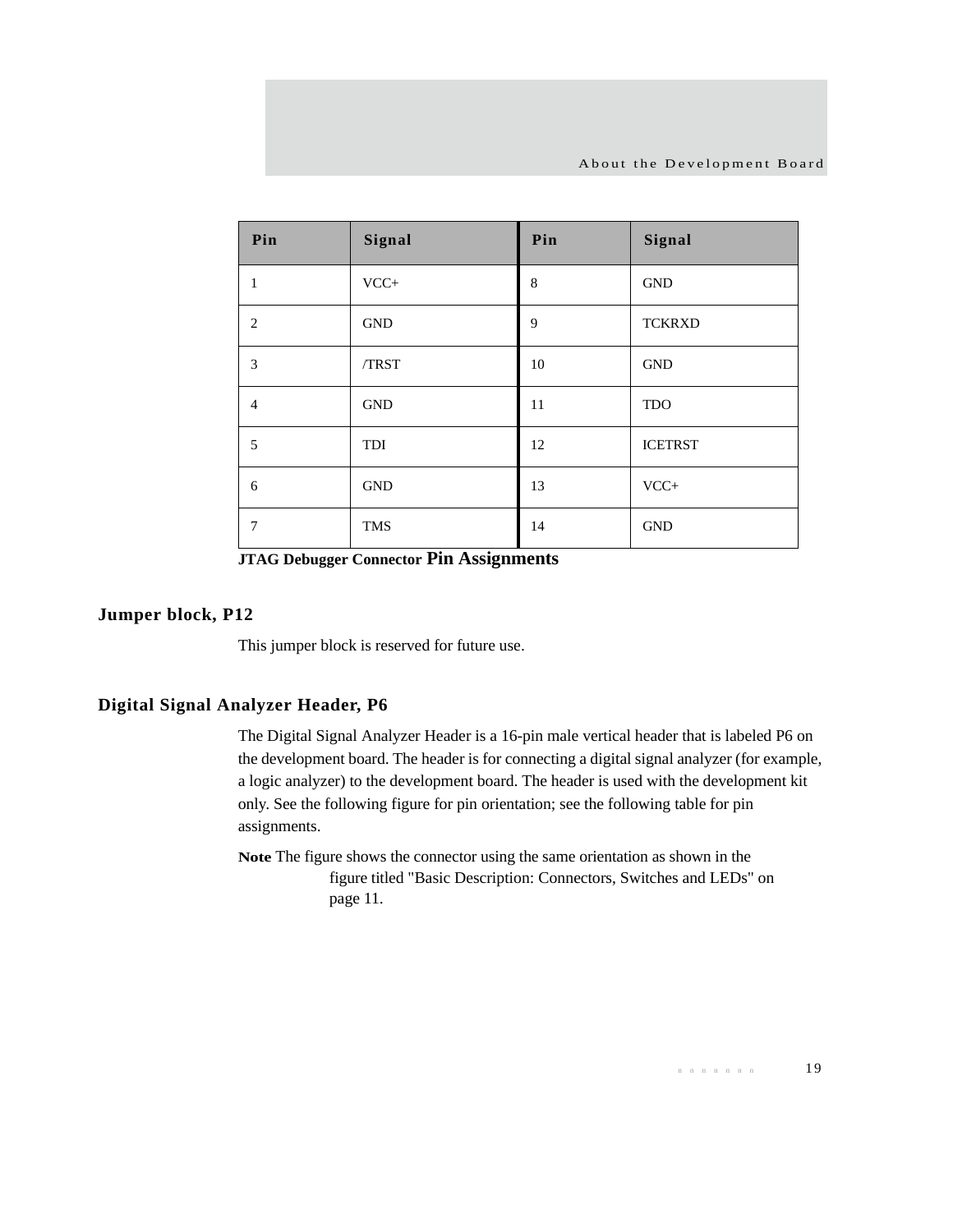| Pin | Signal | Pin | Signal |
|---|---|---|---|
| 1 | VCC+ | 8 | GND |
| 2 | GND | 9 | TCKRXD |
| 3 | /TRST | 10 | GND |
| 4 | GND | 11 | TDO |
| 5 | TDI | 12 | ICETRST |
| 6 | GND | 13 | VCC+ |
| 7 | TMS | 14 | GND |

**JTAG Debugger Connector Pin Assignments**

## Jumper block, P12

This jumper block is reserved for future use.

## Digital Signal Analyzer Header, P6

The Digital Signal Analyzer Header is a 16-pin male vertical header that is labeled P6 on the development board. The header is for connecting a digital signal analyzer (for example, a logic analyzer) to the development board. The header is used with the development kit only. See the following figure for pin orientation; see the following table for pin assignments.

**Note** The figure shows the connector using the same orientation as shown in the figure titled "Basic Description: Connectors, Switches and LEDs" on page 11.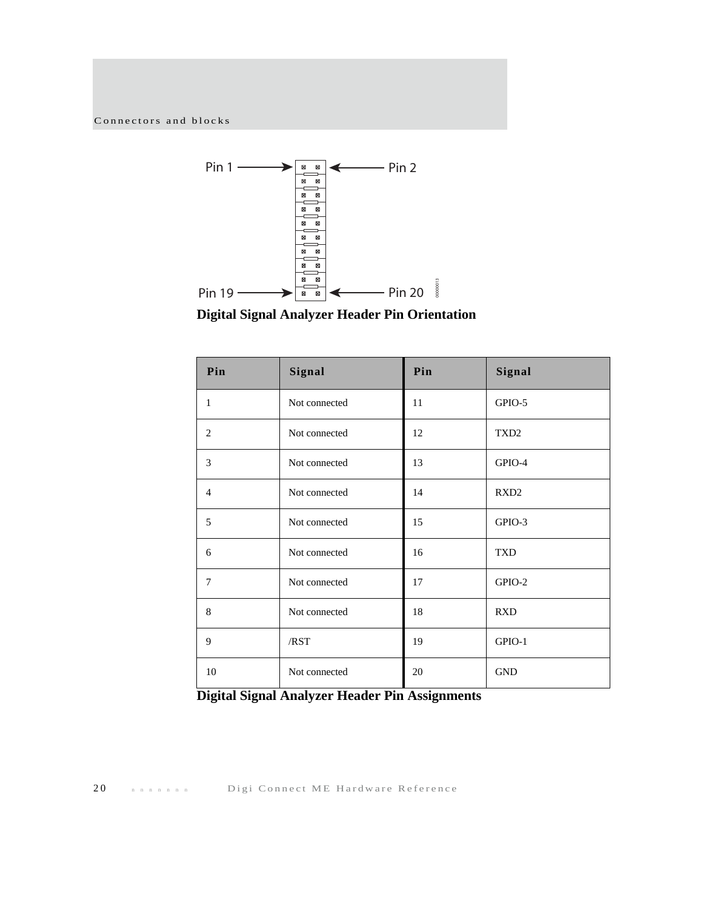Pin 1 → ← Pin 2

Pin 19 → ← Pin 20

**Digital Signal Analyzer Header Pin Orientation**

| Pin | Signal | Pin | Signal |
|---|---|---|---|
| 1 | Not connected | 11 | GPIO-5 |
| 2 | Not connected | 12 | TXD2 |
| 3 | Not connected | 13 | GPIO-4 |
| 4 | Not connected | 14 | RXD2 |
| 5 | Not connected | 15 | GPIO-3 |
| 6 | Not connected | 16 | TXD |
| 7 | Not connected | 17 | GPIO-2 |
| 8 | Not connected | 18 | RXD |
| 9 | /RST | 19 | GPIO-1 |
| 10 | Not connected | 20 | GND |

**Digital Signal Analyzer Header Pin Assignments**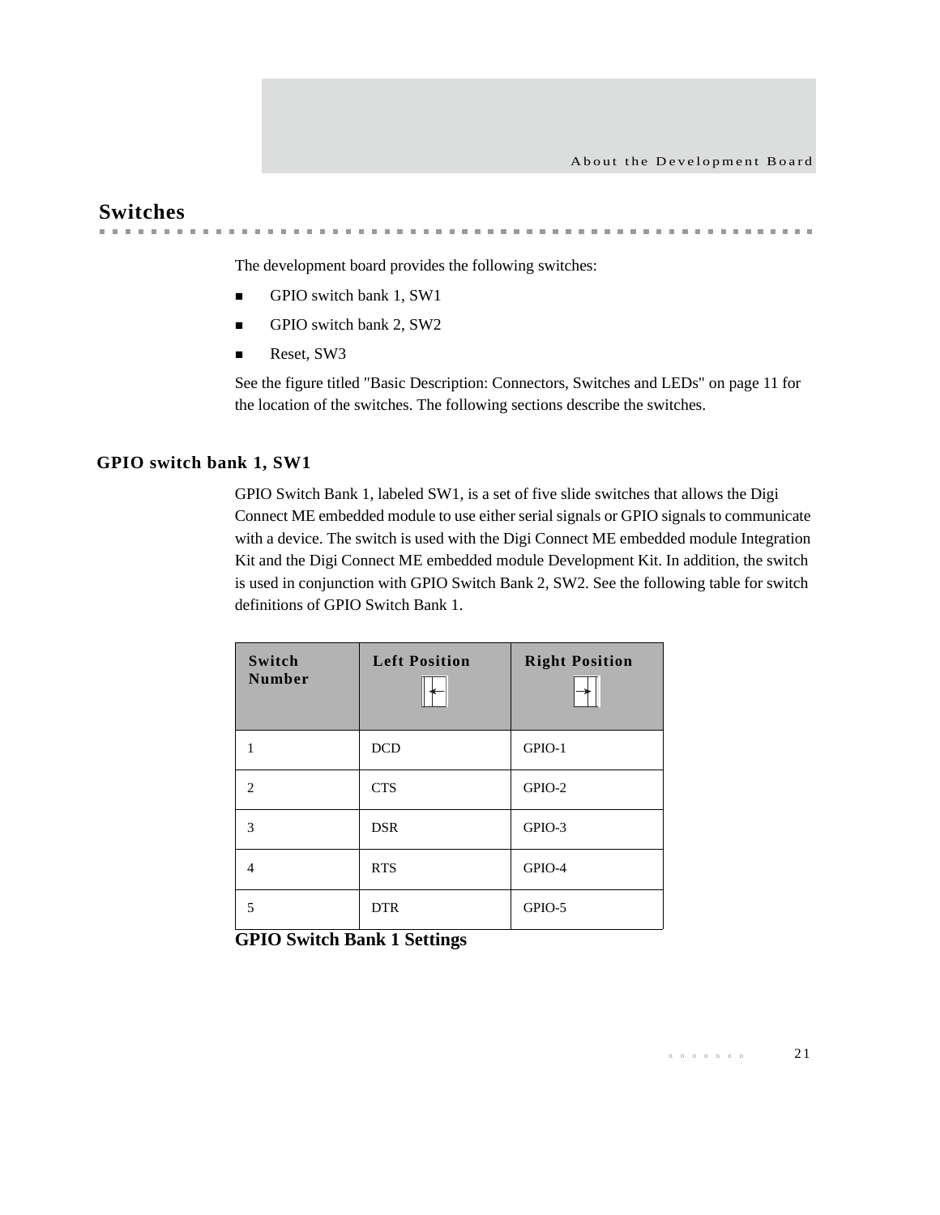## Switches

The development board provides the following switches:

- GPIO switch bank 1, SW1
- GPIO switch bank 2, SW2
- Reset, SW3

See the figure titled "Basic Description: Connectors, Switches and LEDs" on page 11 for the location of the switches. The following sections describe the switches.

### GPIO switch bank 1, SW1

GPIO Switch Bank 1, labeled SW1, is a set of five slide switches that allows the Digi Connect ME embedded module to use either serial signals or GPIO signals to communicate with a device. The switch is used with the Digi Connect ME embedded module Integration Kit and the Digi Connect ME embedded module Development Kit. In addition, the switch is used in conjunction with GPIO Switch Bank 2, SW2. See the following table for switch definitions of GPIO Switch Bank 1.

| Switch Number | Left Position | Right Position |
|---|---|---|
| 1 | DCD | GPIO-1 |
| 2 | CTS | GPIO-2 |
| 3 | DSR | GPIO-3 |
| 4 | RTS | GPIO-4 |
| 5 | DTR | GPIO-5 |

**GPIO Switch Bank 1 Settings**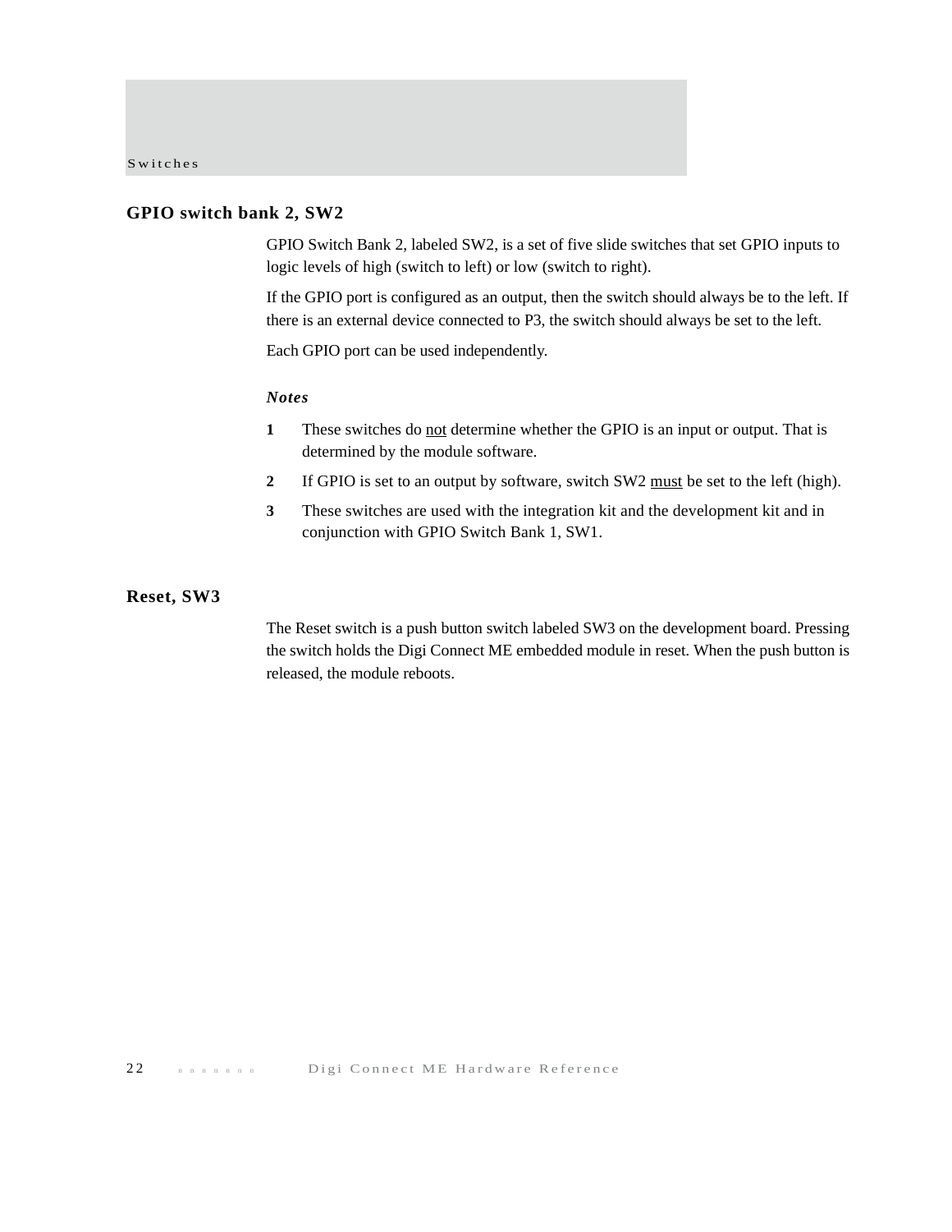## GPIO switch bank 2, SW2

GPIO Switch Bank 2, labeled SW2, is a set of five slide switches that set GPIO inputs to logic levels of high (switch to left) or low (switch to right).

If the GPIO port is configured as an output, then the switch should always be to the left. If there is an external device connected to P3, the switch should always be set to the left.

Each GPIO port can be used independently.

***Notes***

1. These switches do <u>not</u> determine whether the GPIO is an input or output. That is determined by the module software.
2. If GPIO is set to an output by software, switch SW2 <u>must</u> be set to the left (high).
3. These switches are used with the integration kit and the development kit and in conjunction with GPIO Switch Bank 1, SW1.

## Reset, SW3

The Reset switch is a push button switch labeled SW3 on the development board. Pressing the switch holds the Digi Connect ME embedded module in reset. When the push button is released, the module reboots.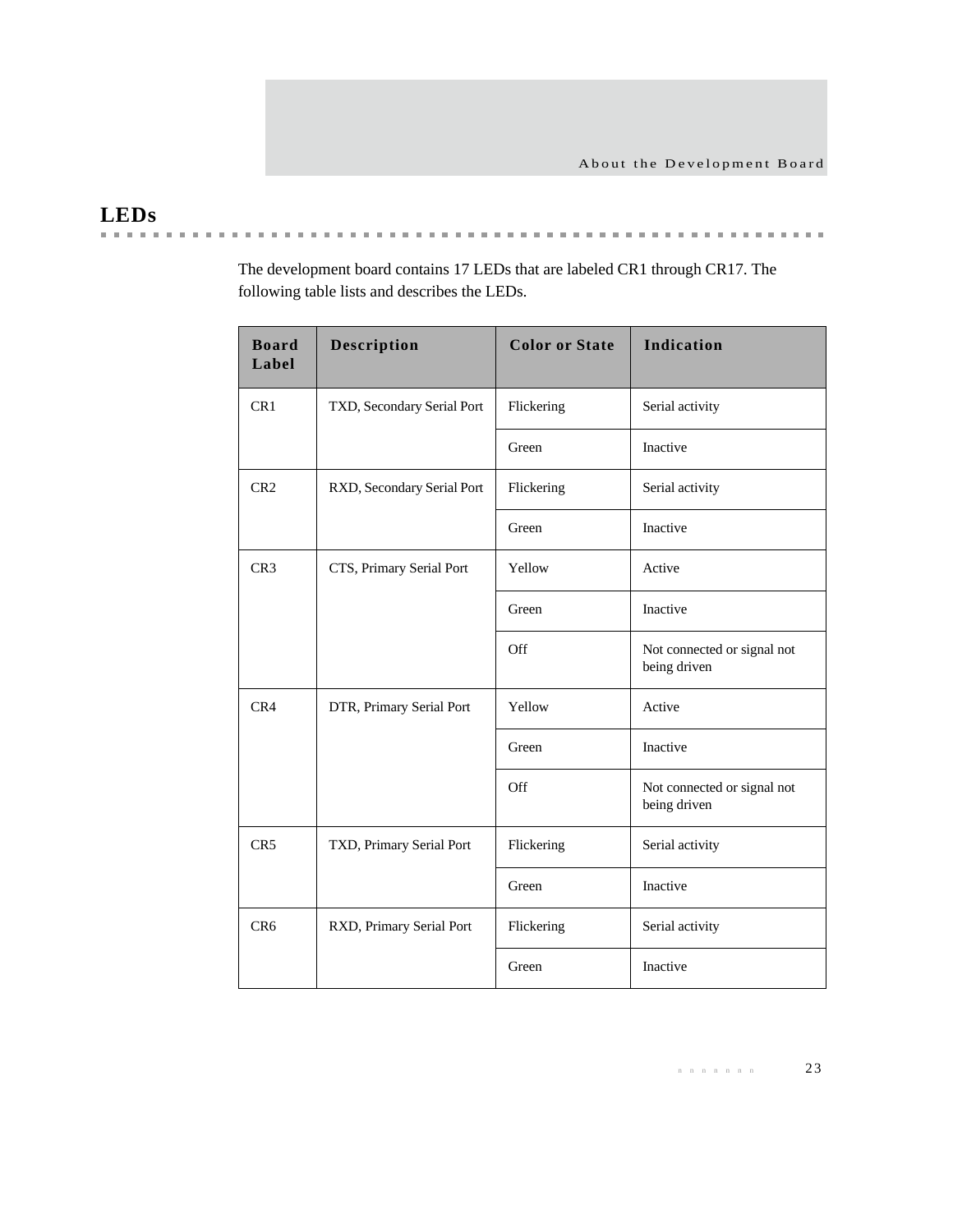## LEDs

The development board contains 17 LEDs that are labeled CR1 through CR17. The following table lists and describes the LEDs.

| Board Label | Description | Color or State | Indication |
|---|---|---|---|
| CR1 | TXD, Secondary Serial Port | Flickering | Serial activity |
| | | Green | Inactive |
| CR2 | RXD, Secondary Serial Port | Flickering | Serial activity |
| | | Green | Inactive |
| CR3 | CTS, Primary Serial Port | Yellow | Active |
| | | Green | Inactive |
| | | Off | Not connected or signal not being driven |
| CR4 | DTR, Primary Serial Port | Yellow | Active |
| | | Green | Inactive |
| | | Off | Not connected or signal not being driven |
| CR5 | TXD, Primary Serial Port | Flickering | Serial activity |
| | | Green | Inactive |
| CR6 | RXD, Primary Serial Port | Flickering | Serial activity |
| | | Green | Inactive |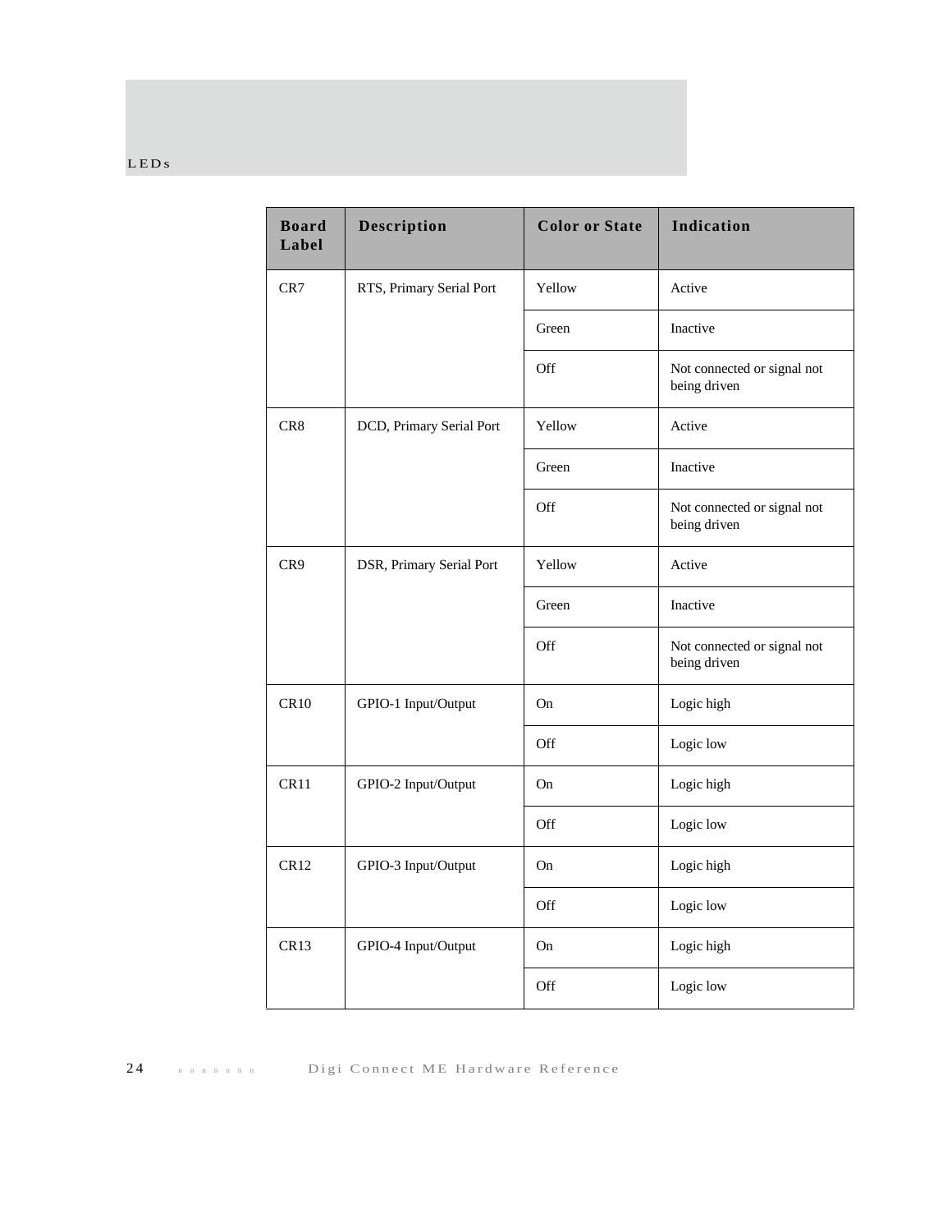| Board Label | Description | Color or State | Indication |
|---|---|---|---|
| CR7 | RTS, Primary Serial Port | Yellow | Active |
| | | Green | Inactive |
| | | Off | Not connected or signal not being driven |
| CR8 | DCD, Primary Serial Port | Yellow | Active |
| | | Green | Inactive |
| | | Off | Not connected or signal not being driven |
| CR9 | DSR, Primary Serial Port | Yellow | Active |
| | | Green | Inactive |
| | | Off | Not connected or signal not being driven |
| CR10 | GPIO-1 Input/Output | On | Logic high |
| | | Off | Logic low |
| CR11 | GPIO-2 Input/Output | On | Logic high |
| | | Off | Logic low |
| CR12 | GPIO-3 Input/Output | On | Logic high |
| | | Off | Logic low |
| CR13 | GPIO-4 Input/Output | On | Logic high |
| | | Off | Logic low |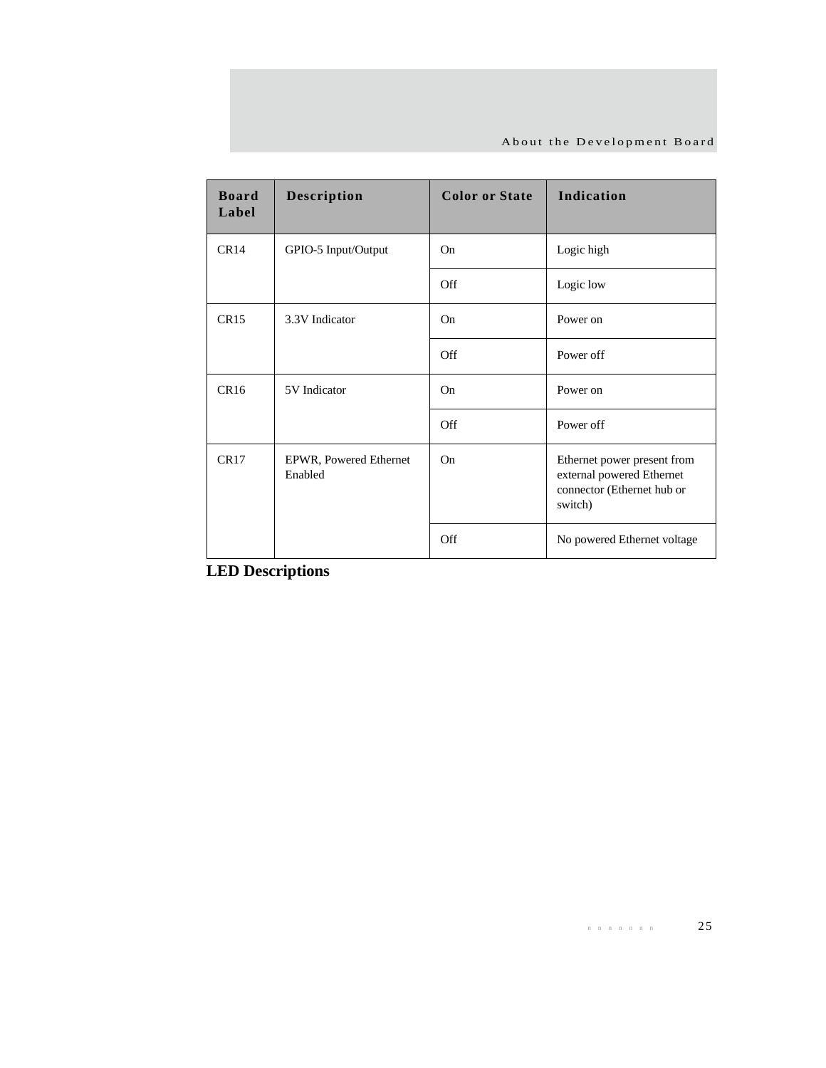| Board Label | Description | Color or State | Indication |
|---|---|---|---|
| CR14 | GPIO-5 Input/Output | On | Logic high |
| | | Off | Logic low |
| CR15 | 3.3V Indicator | On | Power on |
| | | Off | Power off |
| CR16 | 5V Indicator | On | Power on |
| | | Off | Power off |
| CR17 | EPWR, Powered Ethernet Enabled | On | Ethernet power present from external powered Ethernet connector (Ethernet hub or switch) |
| | | Off | No powered Ethernet voltage |

**LED Descriptions**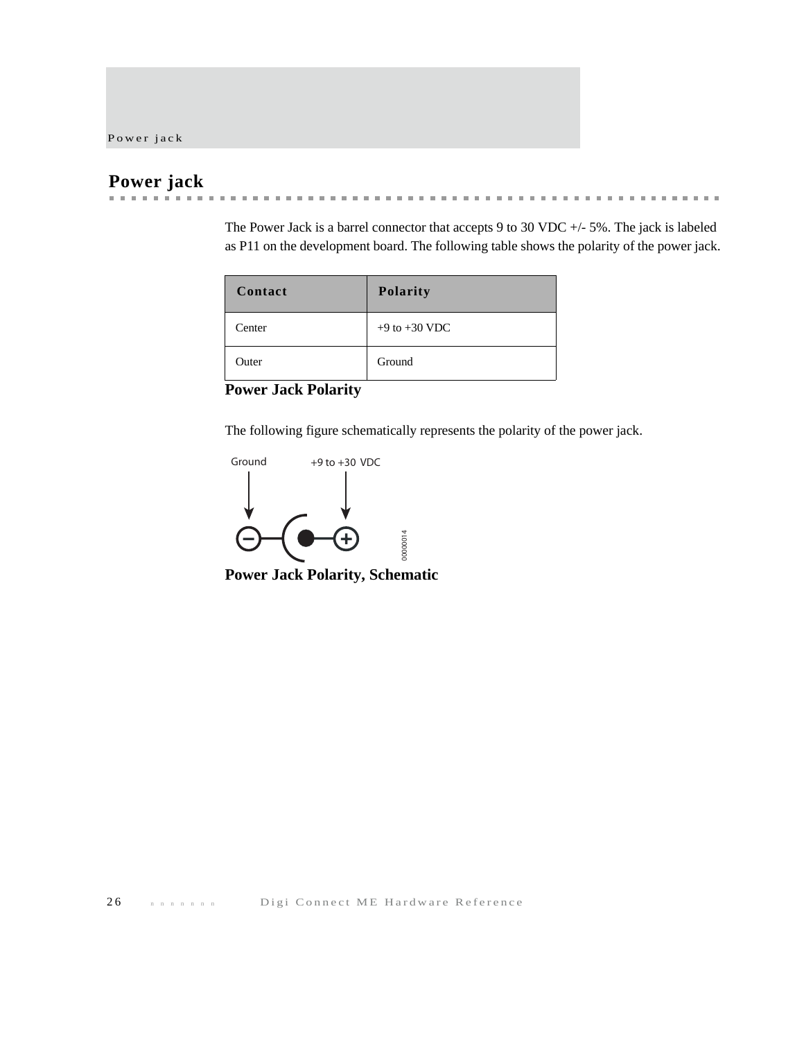## Power jack

The Power Jack is a barrel connector that accepts 9 to 30 VDC +/- 5%. The jack is labeled as P11 on the development board. The following table shows the polarity of the power jack.

| Contact | Polarity |
|---|---|
| Center | +9 to +30 VDC |
| Outer | Ground |

**Power Jack Polarity**

The following figure schematically represents the polarity of the power jack.

**Power Jack Polarity, Schematic**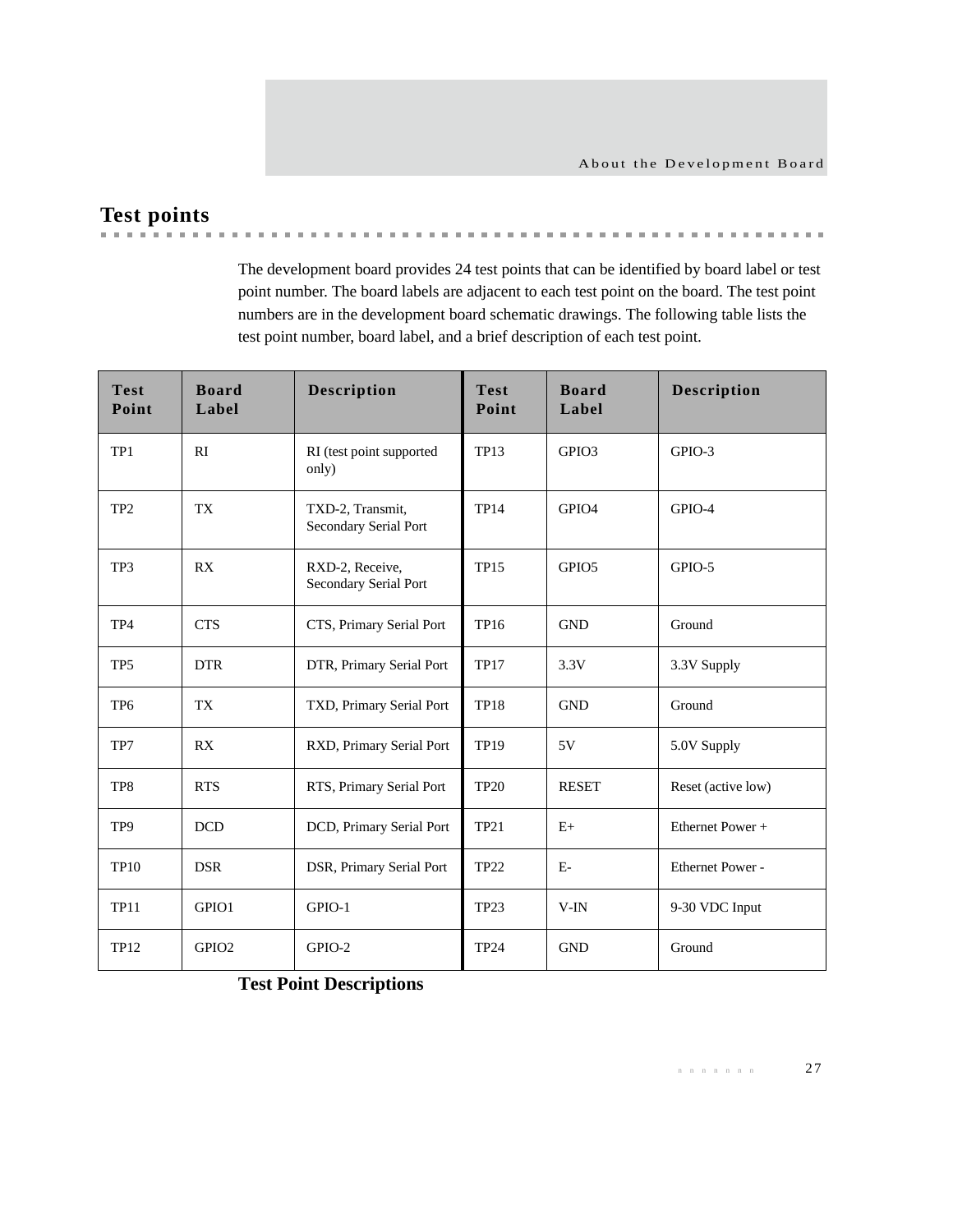## Test points

The development board provides 24 test points that can be identified by board label or test point number. The board labels are adjacent to each test point on the board. The test point numbers are in the development board schematic drawings. The following table lists the test point number, board label, and a brief description of each test point.

| Test Point | Board Label | Description | Test Point | Board Label | Description |
|---|---|---|---|---|---|
| TP1 | RI | RI (test point supported only) | TP13 | GPIO3 | GPIO-3 |
| TP2 | TX | TXD-2, Transmit, Secondary Serial Port | TP14 | GPIO4 | GPIO-4 |
| TP3 | RX | RXD-2, Receive, Secondary Serial Port | TP15 | GPIO5 | GPIO-5 |
| TP4 | CTS | CTS, Primary Serial Port | TP16 | GND | Ground |
| TP5 | DTR | DTR, Primary Serial Port | TP17 | 3.3V | 3.3V Supply |
| TP6 | TX | TXD, Primary Serial Port | TP18 | GND | Ground |
| TP7 | RX | RXD, Primary Serial Port | TP19 | 5V | 5.0V Supply |
| TP8 | RTS | RTS, Primary Serial Port | TP20 | RESET | Reset (active low) |
| TP9 | DCD | DCD, Primary Serial Port | TP21 | E+ | Ethernet Power + |
| TP10 | DSR | DSR, Primary Serial Port | TP22 | E- | Ethernet Power - |
| TP11 | GPIO1 | GPIO-1 | TP23 | V-IN | 9-30 VDC Input |
| TP12 | GPIO2 | GPIO-2 | TP24 | GND | Ground |

**Test Point Descriptions**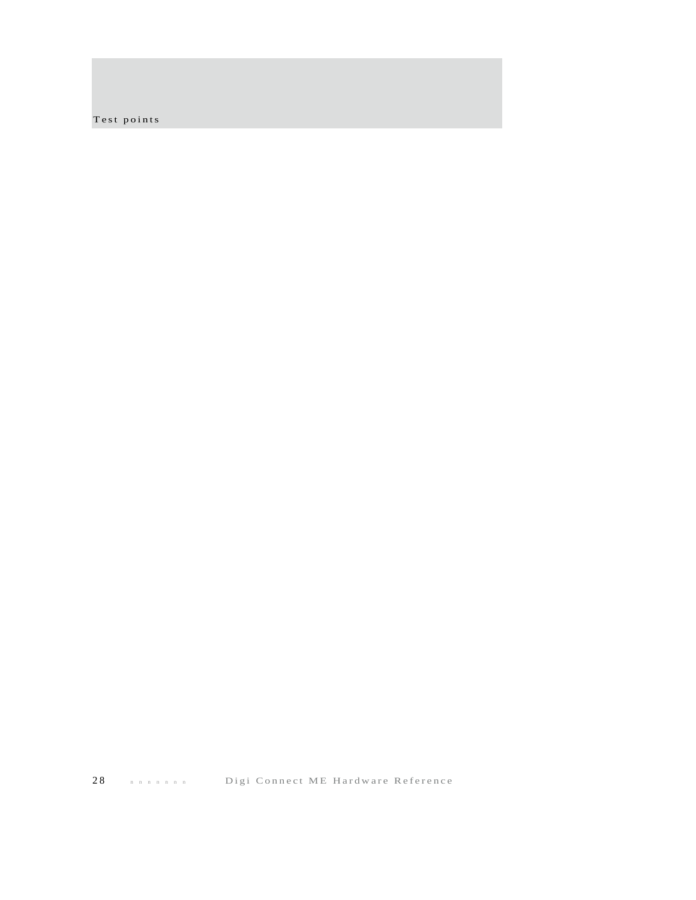## Test points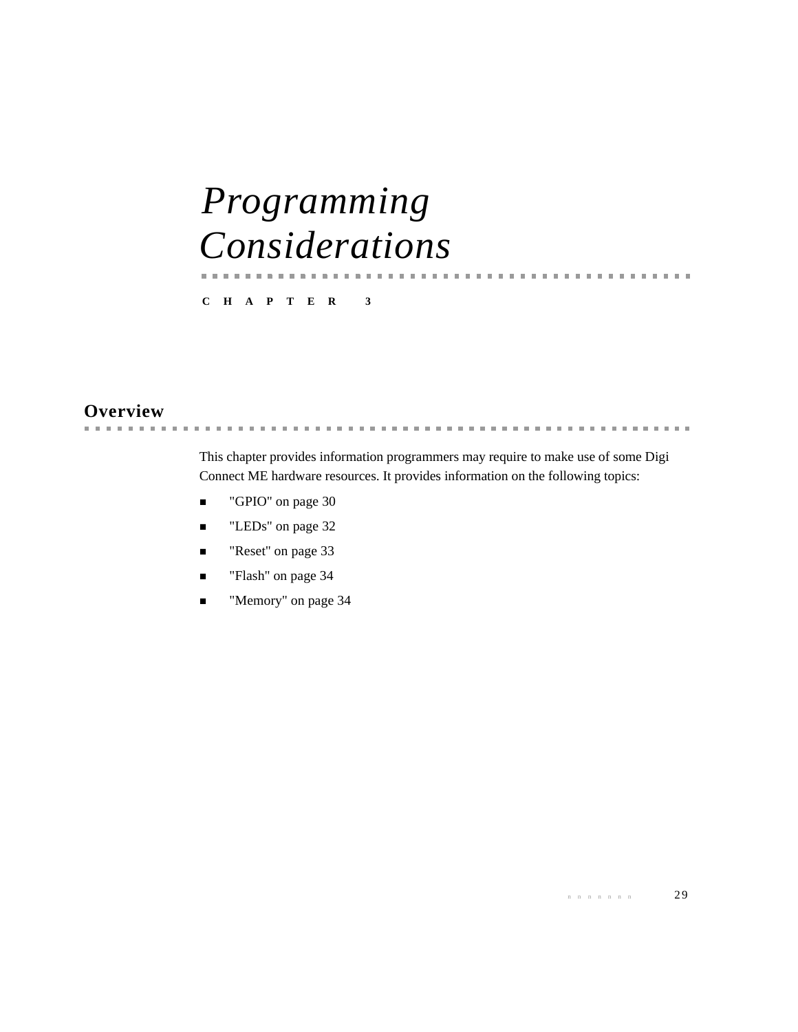# *Programming Considerations*

CHAPTER 3

## Overview

This chapter provides information programmers may require to make use of some Digi Connect ME hardware resources. It provides information on the following topics:

- "GPIO" on page 30
- "LEDs" on page 32
- "Reset" on page 33
- "Flash" on page 34
- "Memory" on page 34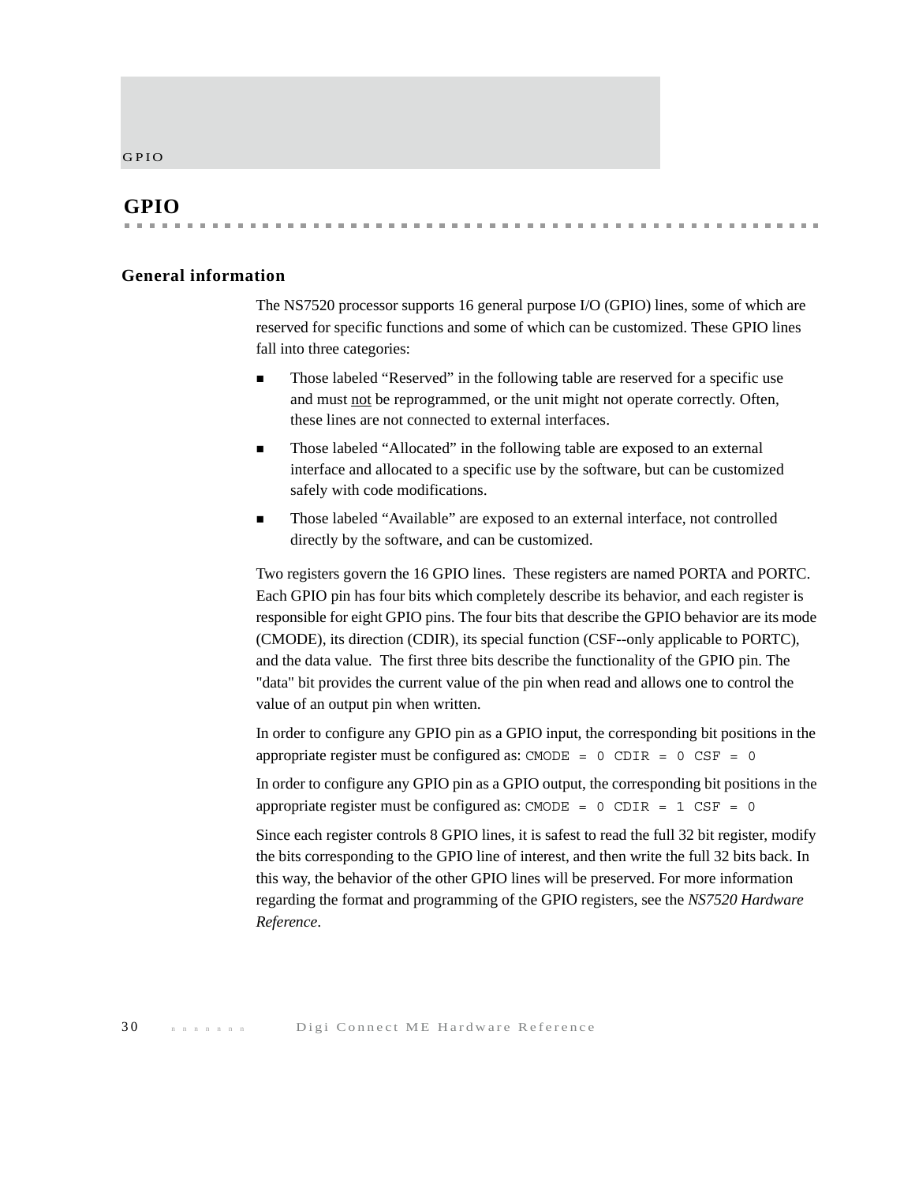# GPIO

## General information

The NS7520 processor supports 16 general purpose I/O (GPIO) lines, some of which are reserved for specific functions and some of which can be customized. These GPIO lines fall into three categories:

- Those labeled “Reserved” in the following table are reserved for a specific use and must not be reprogrammed, or the unit might not operate correctly. Often, these lines are not connected to external interfaces.
- Those labeled “Allocated” in the following table are exposed to an external interface and allocated to a specific use by the software, but can be customized safely with code modifications.
- Those labeled “Available” are exposed to an external interface, not controlled directly by the software, and can be customized.

Two registers govern the 16 GPIO lines. These registers are named PORTA and PORTC. Each GPIO pin has four bits which completely describe its behavior, and each register is responsible for eight GPIO pins. The four bits that describe the GPIO behavior are its mode (CMODE), its direction (CDIR), its special function (CSF--only applicable to PORTC), and the data value. The first three bits describe the functionality of the GPIO pin. The "data" bit provides the current value of the pin when read and allows one to control the value of an output pin when written.

In order to configure any GPIO pin as a GPIO input, the corresponding bit positions in the appropriate register must be configured as: `CMODE = 0 CDIR = 0 CSF = 0`

In order to configure any GPIO pin as a GPIO output, the corresponding bit positions in the appropriate register must be configured as: `CMODE = 0 CDIR = 1 CSF = 0`

Since each register controls 8 GPIO lines, it is safest to read the full 32 bit register, modify the bits corresponding to the GPIO line of interest, and then write the full 32 bits back. In this way, the behavior of the other GPIO lines will be preserved. For more information regarding the format and programming of the GPIO registers, see the *NS7520 Hardware Reference*.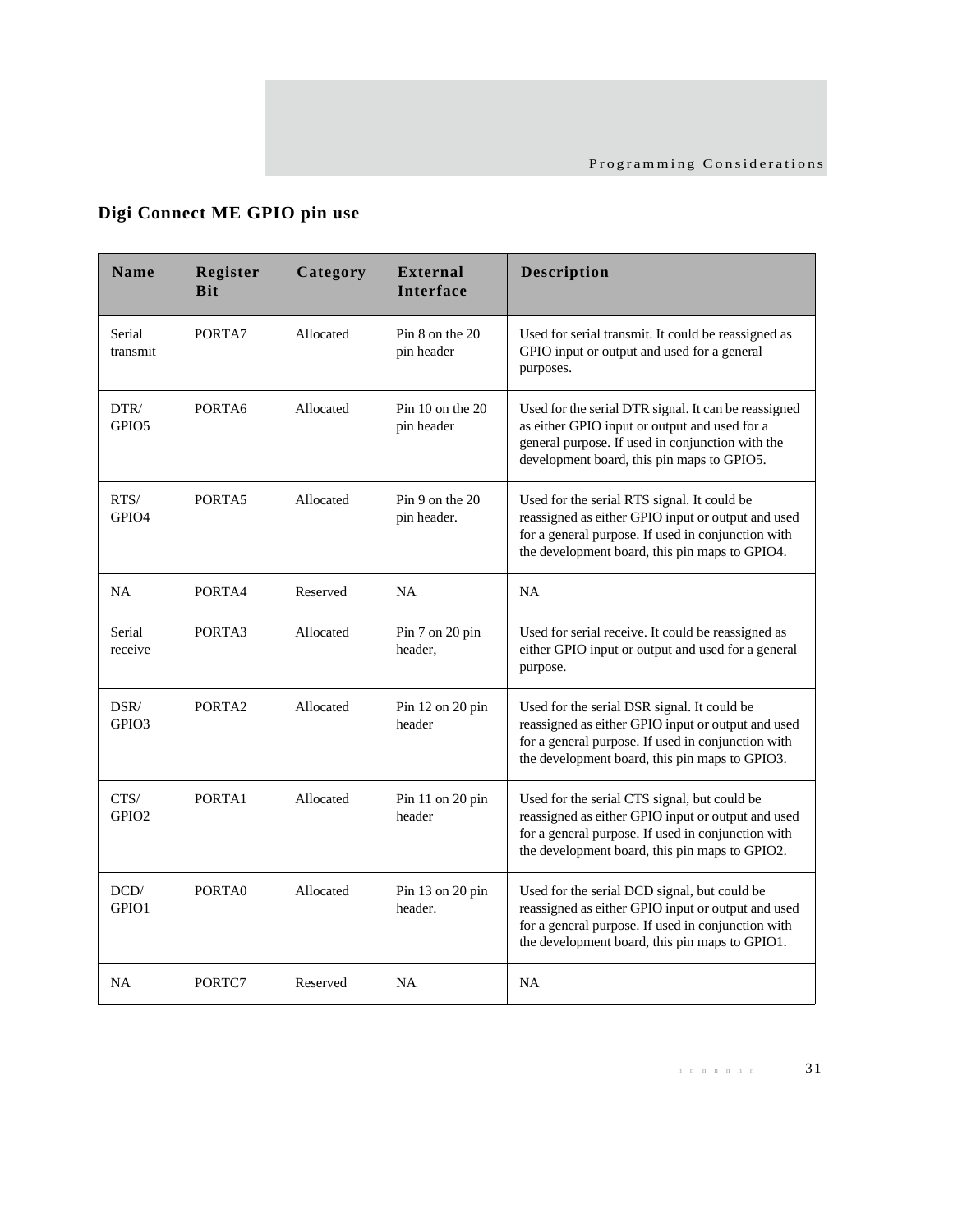## Digi Connect ME GPIO pin use

| Name | Register Bit | Category | External Interface | Description |
|---|---|---|---|---|
| Serial transmit | PORTA7 | Allocated | Pin 8 on the 20 pin header | Used for serial transmit. It could be reassigned as GPIO input or output and used for a general purposes. |
| DTR/ GPIO5 | PORTA6 | Allocated | Pin 10 on the 20 pin header | Used for the serial DTR signal. It can be reassigned as either GPIO input or output and used for a general purpose. If used in conjunction with the development board, this pin maps to GPIO5. |
| RTS/ GPIO4 | PORTA5 | Allocated | Pin 9 on the 20 pin header. | Used for the serial RTS signal. It could be reassigned as either GPIO input or output and used for a general purpose. If used in conjunction with the development board, this pin maps to GPIO4. |
| NA | PORTA4 | Reserved | NA | NA |
| Serial receive | PORTA3 | Allocated | Pin 7 on 20 pin header, | Used for serial receive. It could be reassigned as either GPIO input or output and used for a general purpose. |
| DSR/ GPIO3 | PORTA2 | Allocated | Pin 12 on 20 pin header | Used for the serial DSR signal. It could be reassigned as either GPIO input or output and used for a general purpose. If used in conjunction with the development board, this pin maps to GPIO3. |
| CTS/ GPIO2 | PORTA1 | Allocated | Pin 11 on 20 pin header | Used for the serial CTS signal, but could be reassigned as either GPIO input or output and used for a general purpose. If used in conjunction with the development board, this pin maps to GPIO2. |
| DCD/ GPIO1 | PORTA0 | Allocated | Pin 13 on 20 pin header. | Used for the serial DCD signal, but could be reassigned as either GPIO input or output and used for a general purpose. If used in conjunction with the development board, this pin maps to GPIO1. |
| NA | PORTC7 | Reserved | NA | NA |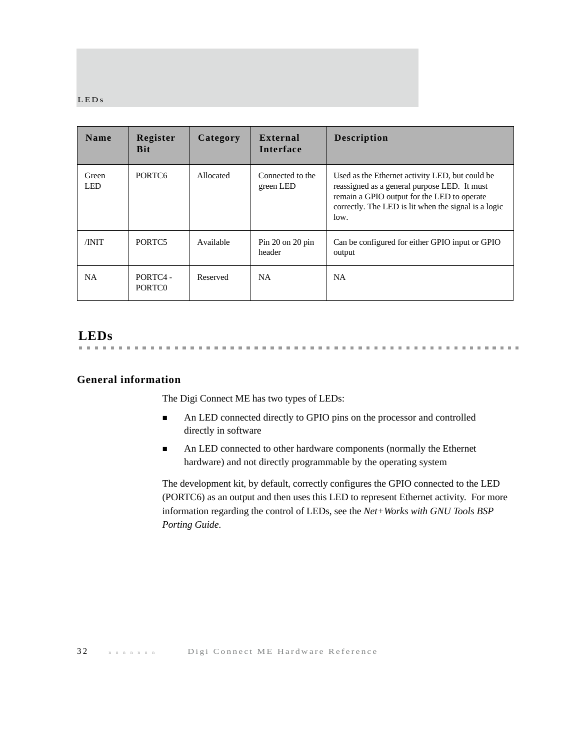| Name | Register Bit | Category | External Interface | Description |
|---|---|---|---|---|
| Green LED | PORTC6 | Allocated | Connected to the green LED | Used as the Ethernet activity LED, but could be reassigned as a general purpose LED. It must remain a GPIO output for the LED to operate correctly. The LED is lit when the signal is a logic low. |
| /INIT | PORTC5 | Available | Pin 20 on 20 pin header | Can be configured for either GPIO input or GPIO output |
| NA | PORTC4 - PORTC0 | Reserved | NA | NA |

## LEDs

### General information

The Digi Connect ME has two types of LEDs:

- An LED connected directly to GPIO pins on the processor and controlled directly in software
- An LED connected to other hardware components (normally the Ethernet hardware) and not directly programmable by the operating system

The development kit, by default, correctly configures the GPIO connected to the LED (PORTC6) as an output and then uses this LED to represent Ethernet activity. For more information regarding the control of LEDs, see the *Net+Works with GNU Tools BSP Porting Guide*.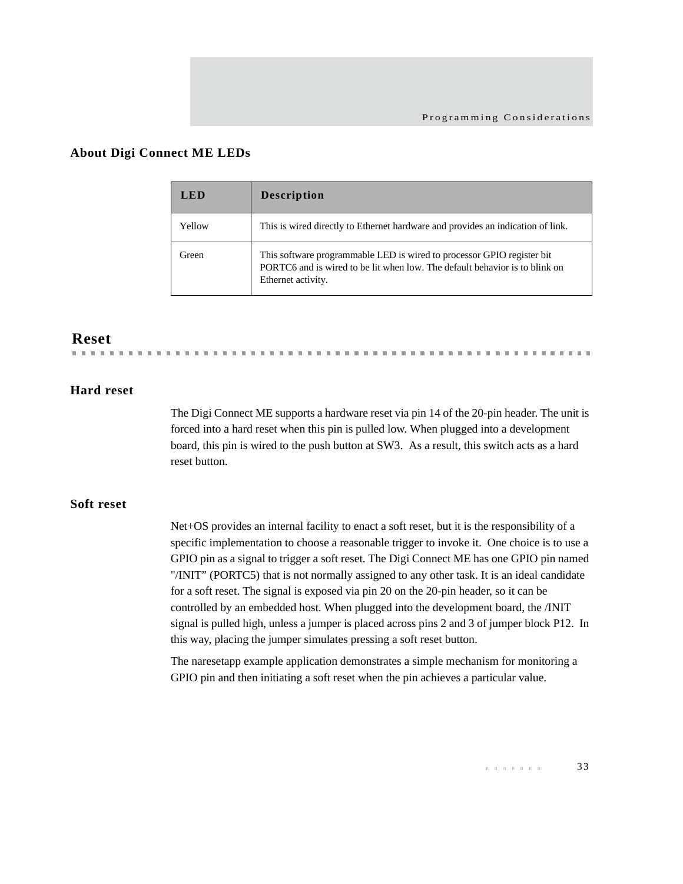### About Digi Connect ME LEDs

| LED | Description |
|---|---|
| Yellow | This is wired directly to Ethernet hardware and provides an indication of link. |
| Green | This software programmable LED is wired to processor GPIO register bit PORTC6 and is wired to be lit when low. The default behavior is to blink on Ethernet activity. |

## Reset

### Hard reset

The Digi Connect ME supports a hardware reset via pin 14 of the 20-pin header. The unit is forced into a hard reset when this pin is pulled low. When plugged into a development board, this pin is wired to the push button at SW3. As a result, this switch acts as a hard reset button.

### Soft reset

Net+OS provides an internal facility to enact a soft reset, but it is the responsibility of a specific implementation to choose a reasonable trigger to invoke it. One choice is to use a GPIO pin as a signal to trigger a soft reset. The Digi Connect ME has one GPIO pin named "/INIT" (PORTC5) that is not normally assigned to any other task. It is an ideal candidate for a soft reset. The signal is exposed via pin 20 on the 20-pin header, so it can be controlled by an embedded host. When plugged into the development board, the /INIT signal is pulled high, unless a jumper is placed across pins 2 and 3 of jumper block P12. In this way, placing the jumper simulates pressing a soft reset button.

The naresetapp example application demonstrates a simple mechanism for monitoring a GPIO pin and then initiating a soft reset when the pin achieves a particular value.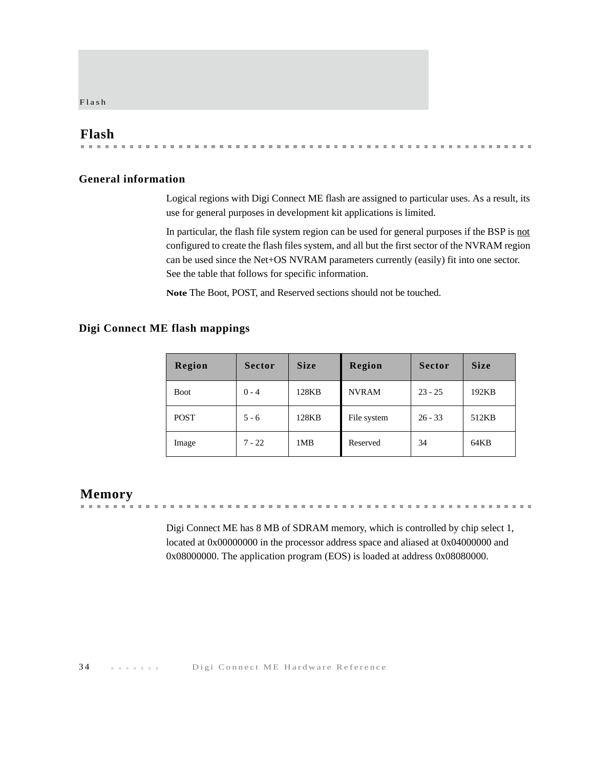## Flash

### General information

Logical regions with Digi Connect ME flash are assigned to particular uses. As a result, its use for general purposes in development kit applications is limited.

In particular, the flash file system region can be used for general purposes if the BSP is not configured to create the flash files system, and all but the first sector of the NVRAM region can be used since the Net+OS NVRAM parameters currently (easily) fit into one sector. See the table that follows for specific information.

**Note** The Boot, POST, and Reserved sections should not be touched.

### Digi Connect ME flash mappings

| Region | Sector | Size | Region | Sector | Size |
|---|---|---|---|---|---|
| Boot | 0 - 4 | 128KB | NVRAM | 23 - 25 | 192KB |
| POST | 5 - 6 | 128KB | File system | 26 - 33 | 512KB |
| Image | 7 - 22 | 1MB | Reserved | 34 | 64KB |

## Memory

Digi Connect ME has 8 MB of SDRAM memory, which is controlled by chip select 1, located at 0x00000000 in the processor address space and aliased at 0x04000000 and 0x08000000. The application program (EOS) is loaded at address 0x08080000.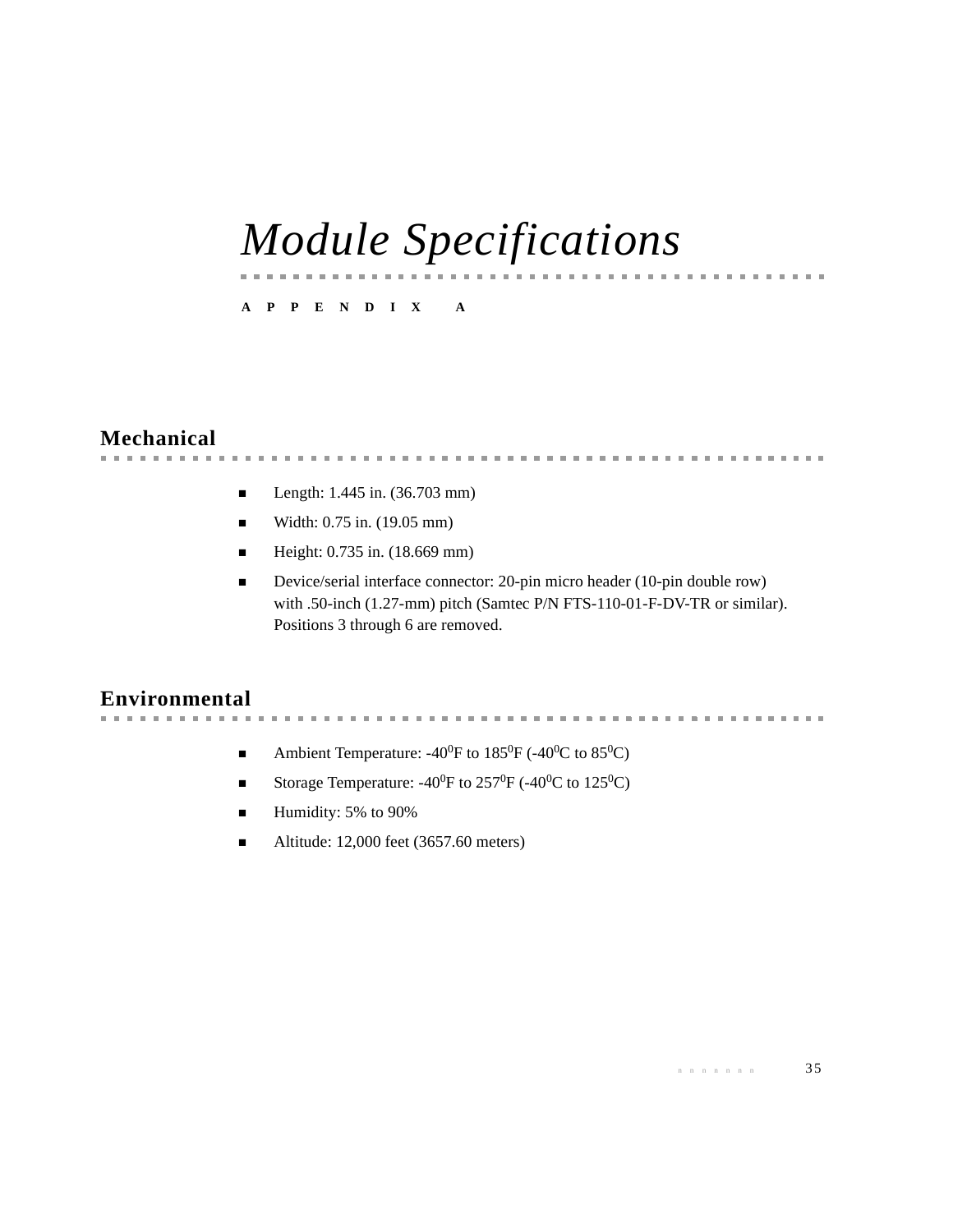# *Module Specifications*

**APPENDIX A**

## Mechanical

- Length: 1.445 in. (36.703 mm)
- Width: 0.75 in. (19.05 mm)
- Height: 0.735 in. (18.669 mm)
- Device/serial interface connector: 20-pin micro header (10-pin double row) with .50-inch (1.27-mm) pitch (Samtec P/N FTS-110-01-F-DV-TR or similar). Positions 3 through 6 are removed.

## Environmental

- Ambient Temperature: -$40^0$F to $185^0$F (-$40^0$C to $85^0$C)
- Storage Temperature: -$40^0$F to $257^0$F (-$40^0$C to $125^0$C)
- Humidity: 5% to 90%
- Altitude: 12,000 feet (3657.60 meters)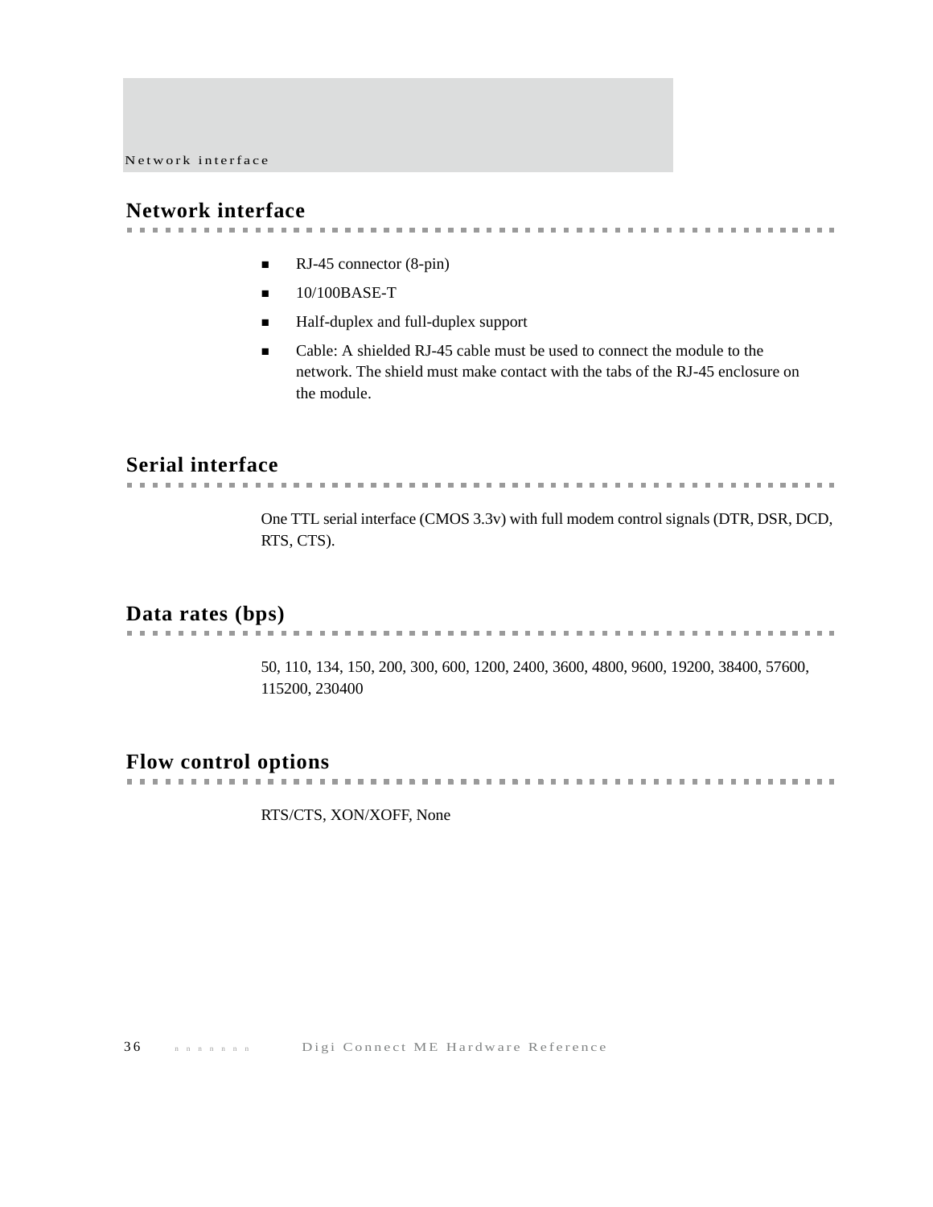## Network interface

- RJ-45 connector (8-pin)
- 10/100BASE-T
- Half-duplex and full-duplex support
- Cable: A shielded RJ-45 cable must be used to connect the module to the network. The shield must make contact with the tabs of the RJ-45 enclosure on the module.

## Serial interface

One TTL serial interface (CMOS 3.3v) with full modem control signals (DTR, DSR, DCD, RTS, CTS).

## Data rates (bps)

50, 110, 134, 150, 200, 300, 600, 1200, 2400, 3600, 4800, 9600, 19200, 38400, 57600, 115200, 230400

## Flow control options

RTS/CTS, XON/XOFF, None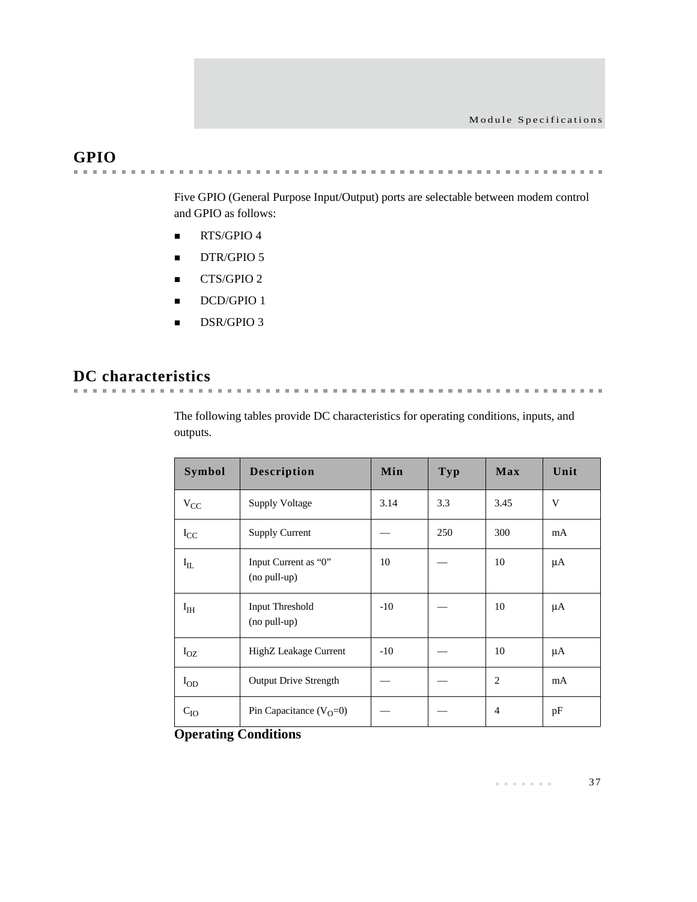## GPIO

Five GPIO (General Purpose Input/Output) ports are selectable between modem control and GPIO as follows:

- RTS/GPIO 4
- DTR/GPIO 5
- CTS/GPIO 2
- DCD/GPIO 1
- DSR/GPIO 3

## DC characteristics

The following tables provide DC characteristics for operating conditions, inputs, and outputs.

| Symbol | Description | Min | Typ | Max | Unit |
|---|---|---|---|---|---|
| $V_{CC}$ | Supply Voltage | 3.14 | 3.3 | 3.45 | V |
| $I_{CC}$ | Supply Current | — | 250 | 300 | mA |
| $I_{IL}$ | Input Current as “0” (no pull-up) | 10 | — | 10 | μA |
| $I_{IH}$ | Input Threshold (no pull-up) | -10 | — | 10 | μA |
| $I_{OZ}$ | HighZ Leakage Current | -10 | — | 10 | μA |
| $I_{OD}$ | Output Drive Strength | — | — | 2 | mA |
| $C_{IO}$ | Pin Capacitance ($V_O$=0) | — | — | 4 | pF |

**Operating Conditions**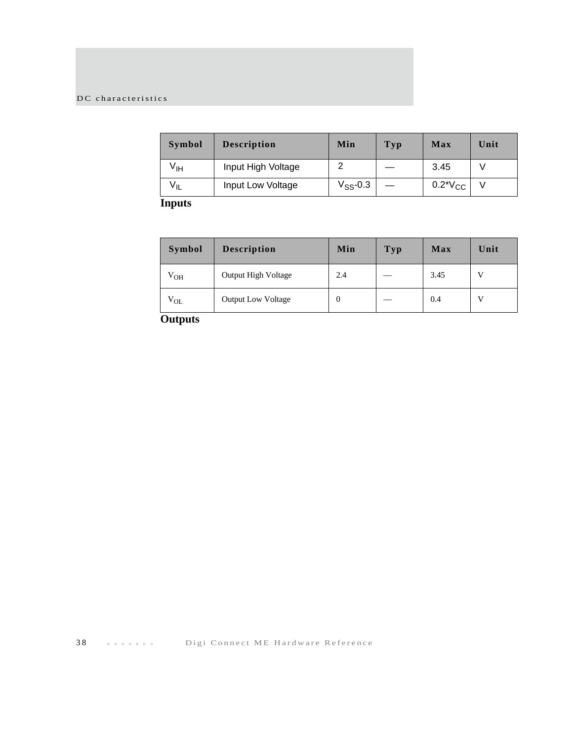## DC characteristics

| Symbol | Description | Min | Typ | Max | Unit |
|---|---|---|---|---|---|
| $V_{IH}$ | Input High Voltage | 2 | — | 3.45 | V |
| $V_{IL}$ | Input Low Voltage | $V_{SS}$-0.3 | — | 0.2*$V_{CC}$ | V |

**Inputs**

| Symbol | Description | Min | Typ | Max | Unit |
|---|---|---|---|---|---|
| $V_{OH}$ | Output High Voltage | 2.4 | — | 3.45 | V |
| $V_{OL}$ | Output Low Voltage | 0 | — | 0.4 | V |

**Outputs**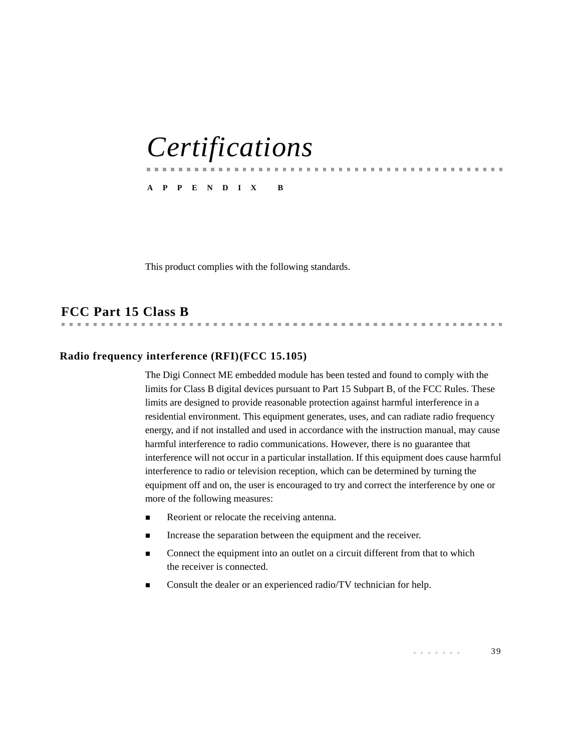# Certifications

APPENDIX B

This product complies with the following standards.

## FCC Part 15 Class B

### Radio frequency interference (RFI)(FCC 15.105)

The Digi Connect ME embedded module has been tested and found to comply with the limits for Class B digital devices pursuant to Part 15 Subpart B, of the FCC Rules. These limits are designed to provide reasonable protection against harmful interference in a residential environment. This equipment generates, uses, and can radiate radio frequency energy, and if not installed and used in accordance with the instruction manual, may cause harmful interference to radio communications. However, there is no guarantee that interference will not occur in a particular installation. If this equipment does cause harmful interference to radio or television reception, which can be determined by turning the equipment off and on, the user is encouraged to try and correct the interference by one or more of the following measures:

- Reorient or relocate the receiving antenna.
- Increase the separation between the equipment and the receiver.
- Connect the equipment into an outlet on a circuit different from that to which the receiver is connected.
- Consult the dealer or an experienced radio/TV technician for help.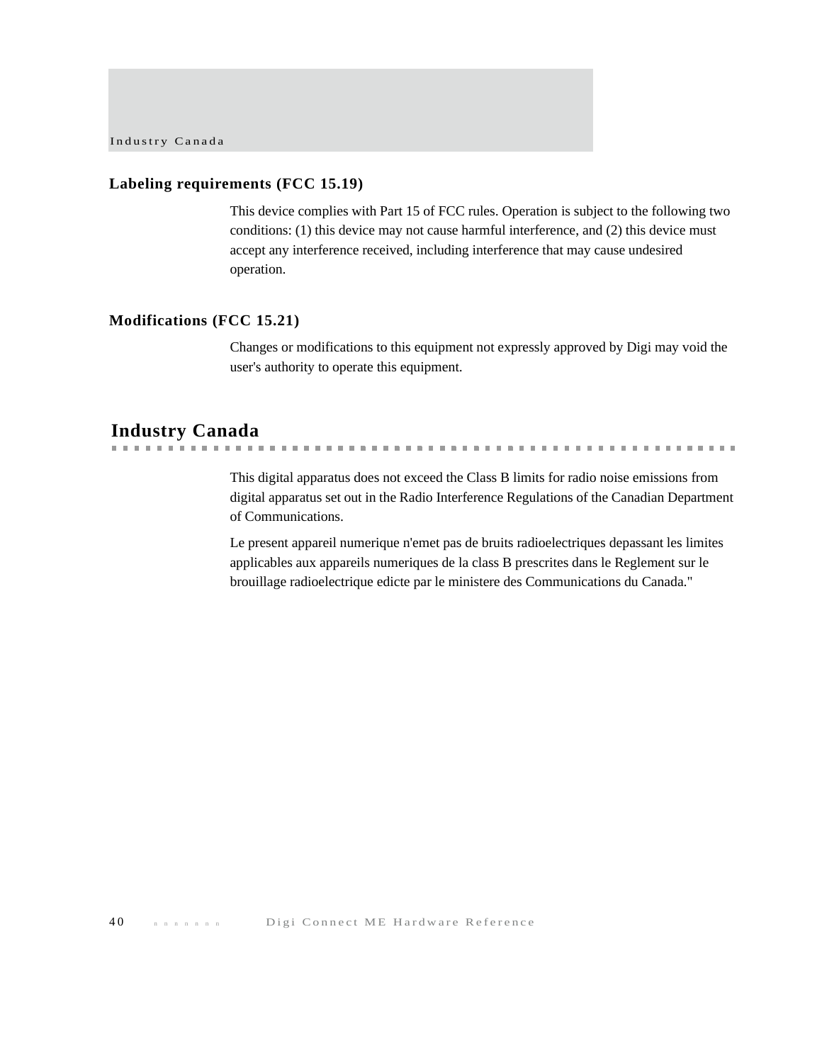### Labeling requirements (FCC 15.19)

This device complies with Part 15 of FCC rules. Operation is subject to the following two conditions: (1) this device may not cause harmful interference, and (2) this device must accept any interference received, including interference that may cause undesired operation.

### Modifications (FCC 15.21)

Changes or modifications to this equipment not expressly approved by Digi may void the user's authority to operate this equipment.

## Industry Canada

This digital apparatus does not exceed the Class B limits for radio noise emissions from digital apparatus set out in the Radio Interference Regulations of the Canadian Department of Communications.

Le present appareil numerique n'emet pas de bruits radioelectriques depassant les limites applicables aux appareils numeriques de la class B prescrites dans le Reglement sur le brouillage radioelectrique edicte par le ministere des Communications du Canada."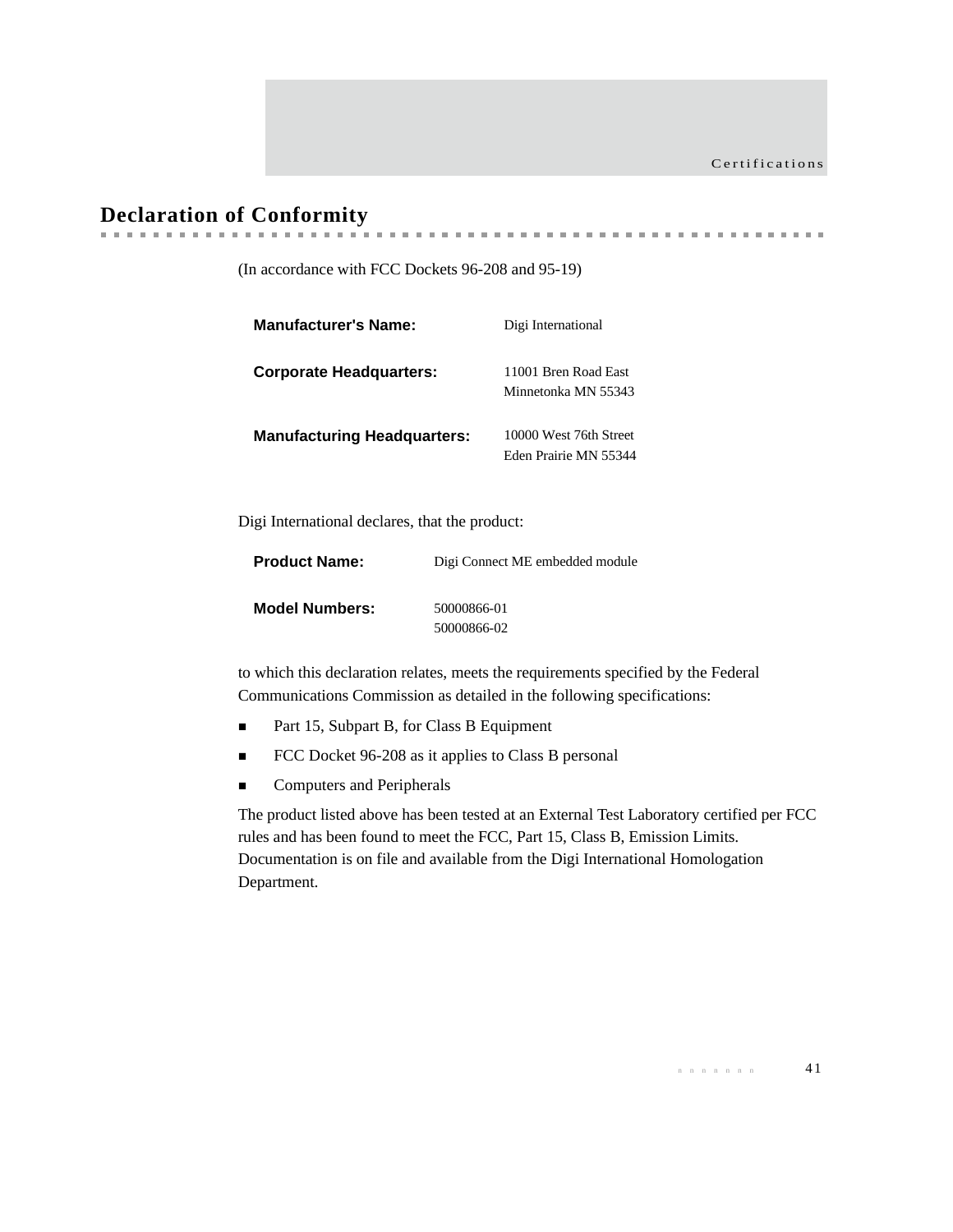# Declaration of Conformity

(In accordance with FCC Dockets 96-208 and 95-19)

**Manufacturer's Name:** Digi International

**Corporate Headquarters:** 11001 Bren Road East
Minnetonka MN 55343

**Manufacturing Headquarters:** 10000 West 76th Street
Eden Prairie MN 55344

Digi International declares, that the product:

**Product Name:** Digi Connect ME embedded module

**Model Numbers:** 50000866-01
50000866-02

to which this declaration relates, meets the requirements specified by the Federal Communications Commission as detailed in the following specifications:

- Part 15, Subpart B, for Class B Equipment
- FCC Docket 96-208 as it applies to Class B personal
- Computers and Peripherals

The product listed above has been tested at an External Test Laboratory certified per FCC rules and has been found to meet the FCC, Part 15, Class B, Emission Limits. Documentation is on file and available from the Digi International Homologation Department.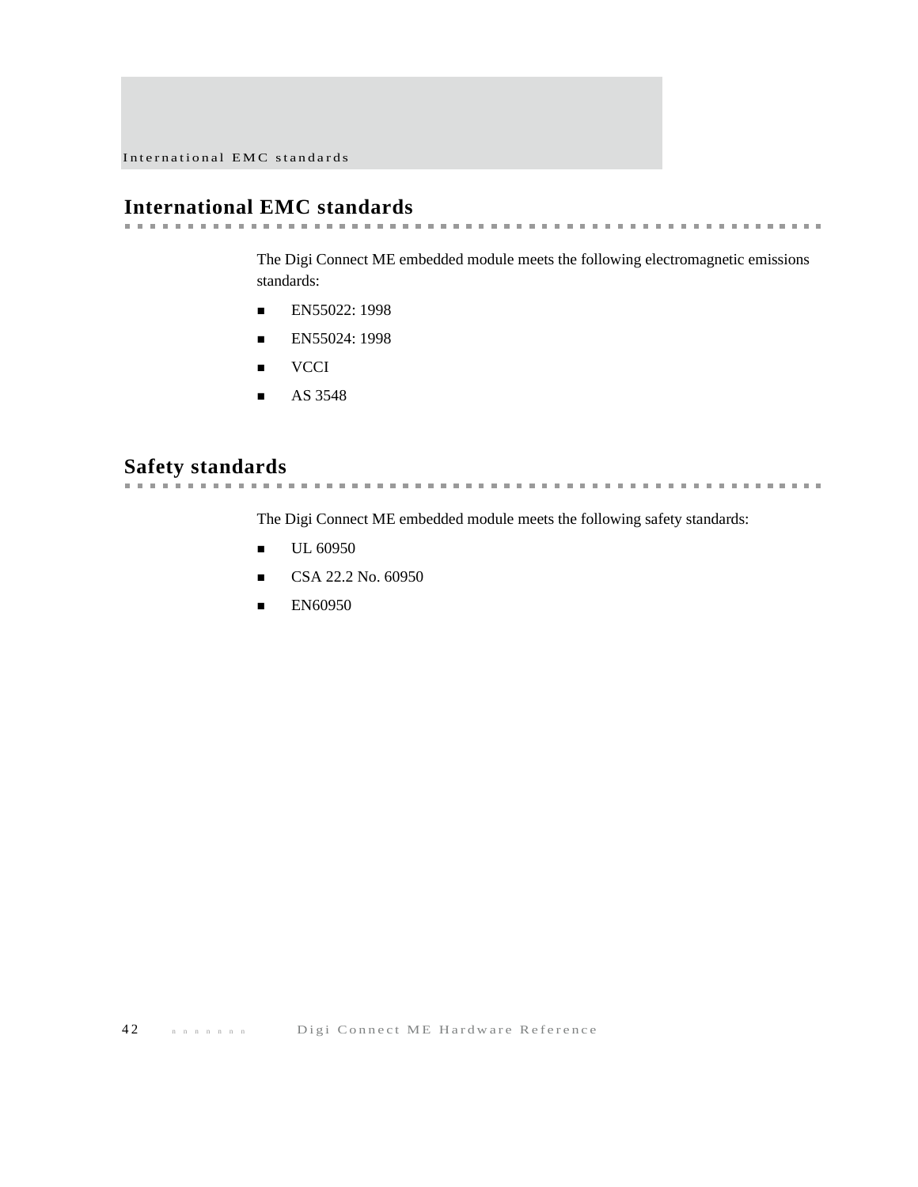## International EMC standards

The Digi Connect ME embedded module meets the following electromagnetic emissions standards:

- EN55022: 1998
- EN55024: 1998
- VCCI
- AS 3548

## Safety standards

The Digi Connect ME embedded module meets the following safety standards:

- UL 60950
- CSA 22.2 No. 60950
- EN60950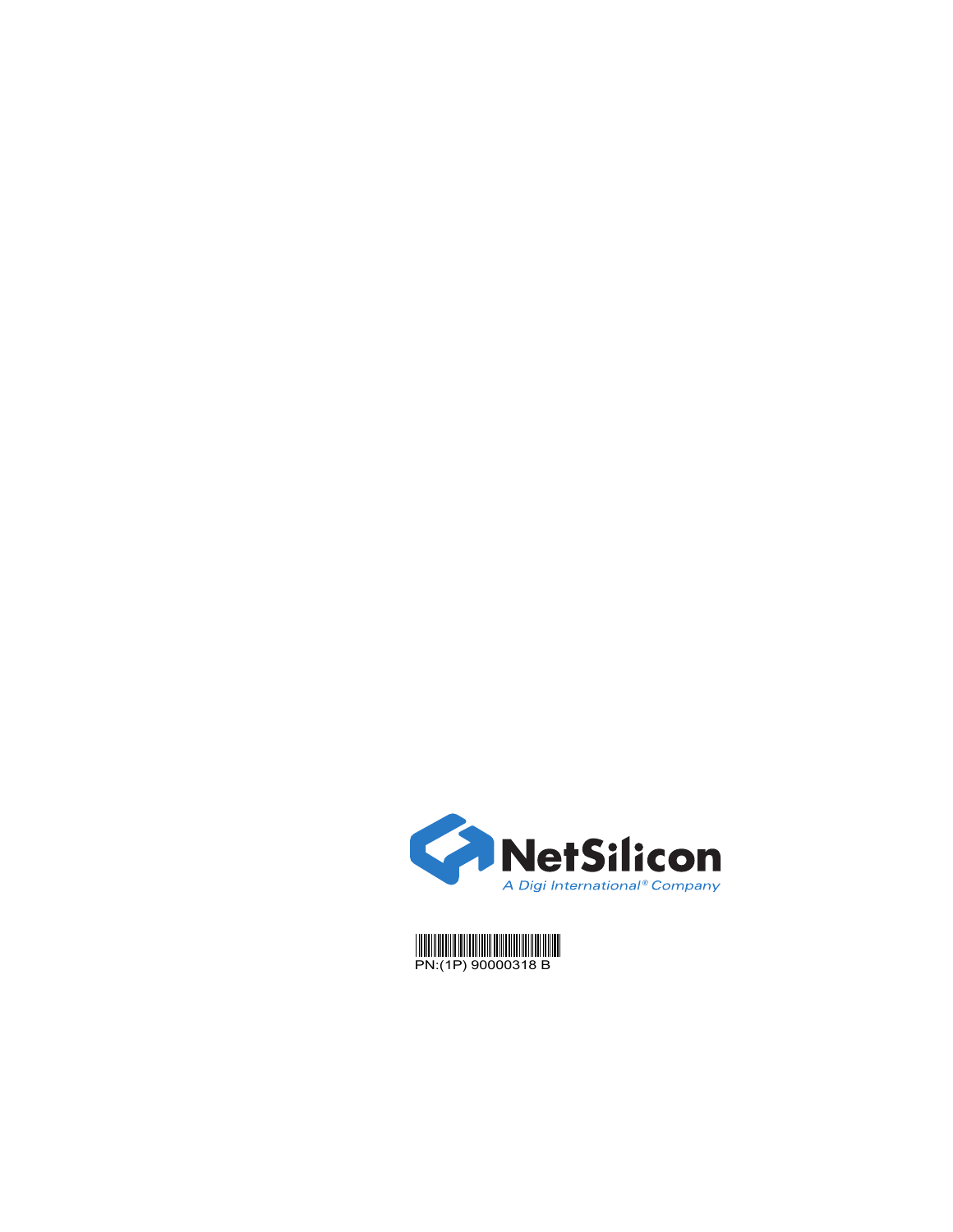NetSilicon

A Digi International® Company

PN:(1P) 90000318 B